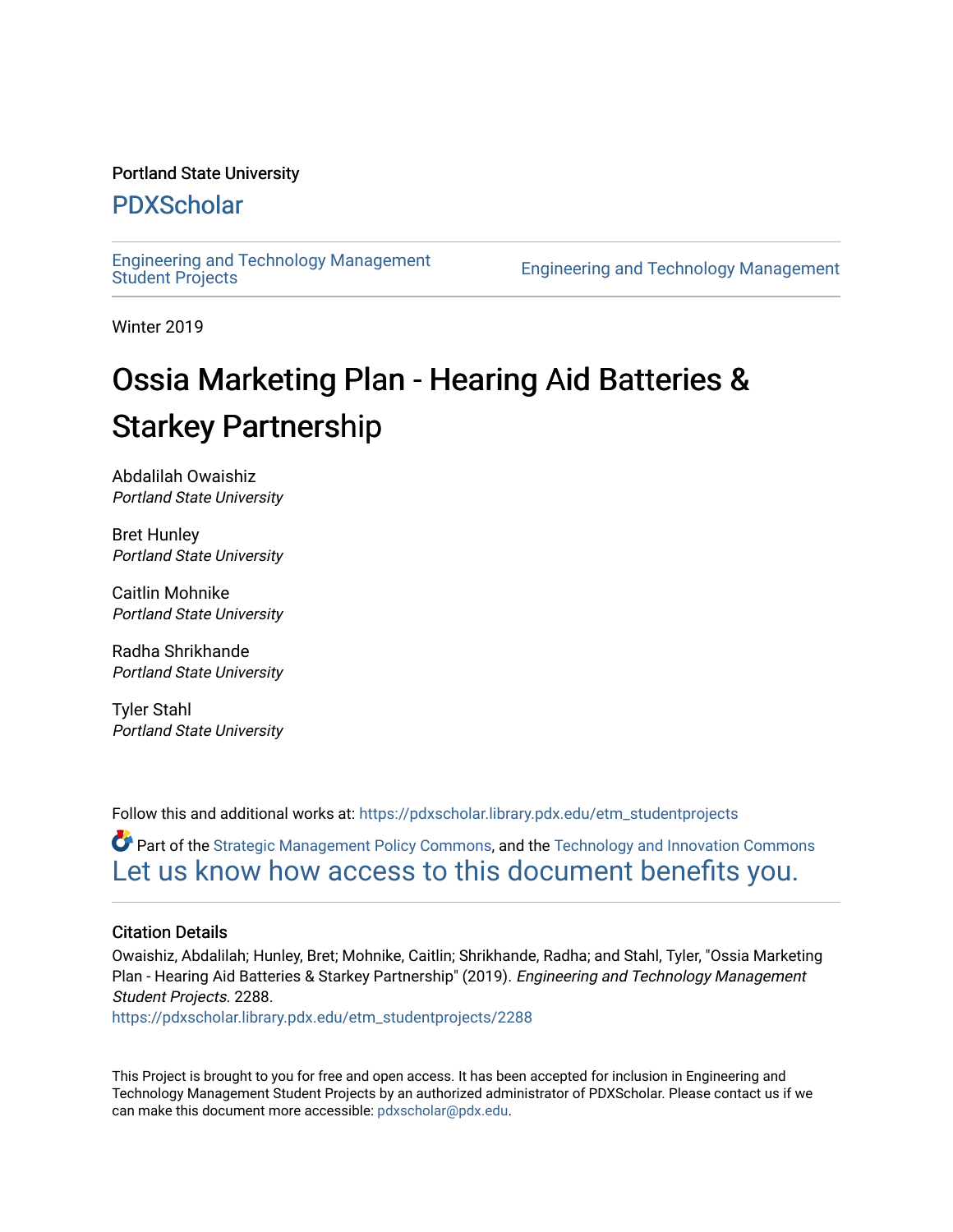Portland State University

# PDXScholar

Engineering and Technology Management Student Projects | Engineering and Technology Management

Winter 2019

# Ossia Marketing Plan - Hearing Aid Batteries & Starkey Partnership

Abdalilah Owaishiz
*Portland State University*

Bret Hunley
*Portland State University*

Caitlin Mohnike
*Portland State University*

Radha Shrikhande
*Portland State University*

Tyler Stahl
*Portland State University*

Follow this and additional works at: https://pdxscholar.library.pdx.edu/etm_studentprojects

Part of the Strategic Management Policy Commons, and the Technology and Innovation Commons

Let us know how access to this document benefits you.

## Citation Details

Owaishiz, Abdalilah; Hunley, Bret; Mohnike, Caitlin; Shrikhande, Radha; and Stahl, Tyler, "Ossia Marketing Plan - Hearing Aid Batteries & Starkey Partnership" (2019). *Engineering and Technology Management Student Projects*. 2288.
https://pdxscholar.library.pdx.edu/etm_studentprojects/2288

This Project is brought to you for free and open access. It has been accepted for inclusion in Engineering and Technology Management Student Projects by an authorized administrator of PDXScholar. Please contact us if we can make this document more accessible: pdxscholar@pdx.edu.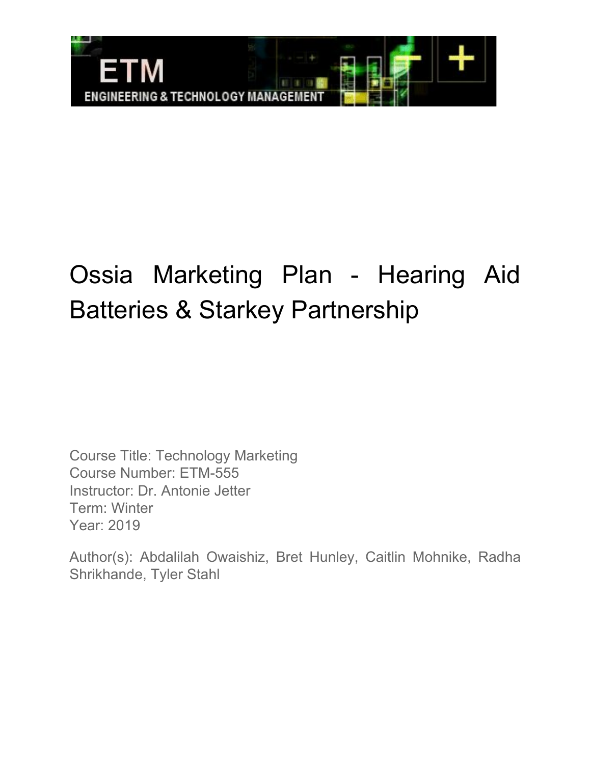# Ossia Marketing Plan - Hearing Aid Batteries & Starkey Partnership

Course Title: Technology Marketing
Course Number: ETM-555
Instructor: Dr. Antonie Jetter
Term: Winter
Year: 2019

Author(s): Abdalilah Owaishiz, Bret Hunley, Caitlin Mohnike, Radha Shrikhande, Tyler Stahl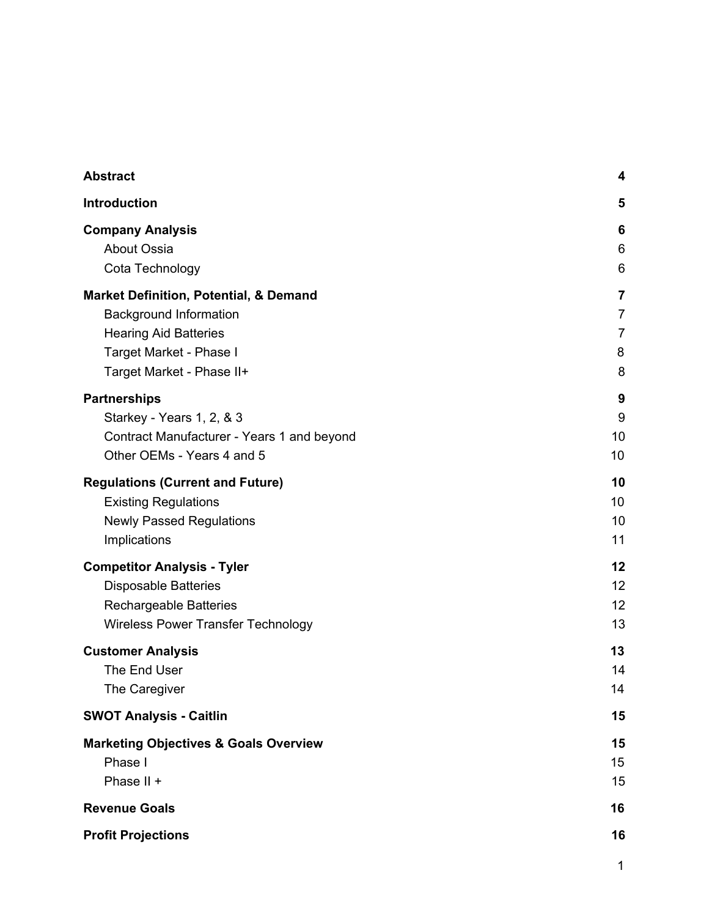| | |
|---|---|
| **Abstract** | **4** |
| **Introduction** | **5** |
| **Company Analysis** | **6** |
| About Ossia | 6 |
| Cota Technology | 6 |
| **Market Definition, Potential, & Demand** | **7** |
| Background Information | 7 |
| Hearing Aid Batteries | 7 |
| Target Market - Phase I | 8 |
| Target Market - Phase II+ | 8 |
| **Partnerships** | **9** |
| Starkey - Years 1, 2, & 3 | 9 |
| Contract Manufacturer - Years 1 and beyond | 10 |
| Other OEMs - Years 4 and 5 | 10 |
| **Regulations (Current and Future)** | **10** |
| Existing Regulations | 10 |
| Newly Passed Regulations | 10 |
| Implications | 11 |
| **Competitor Analysis - Tyler** | **12** |
| Disposable Batteries | 12 |
| Rechargeable Batteries | 12 |
| Wireless Power Transfer Technology | 13 |
| **Customer Analysis** | **13** |
| The End User | 14 |
| The Caregiver | 14 |
| **SWOT Analysis - Caitlin** | **15** |
| **Marketing Objectives & Goals Overview** | **15** |
| Phase I | 15 |
| Phase II + | 15 |
| **Revenue Goals** | **16** |
| **Profit Projections** | **16** |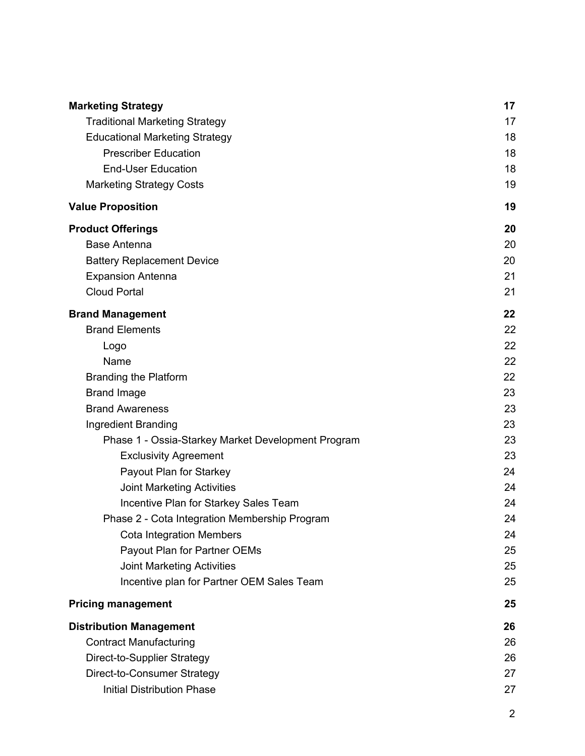| | |
|---|---|
| **Marketing Strategy** | **17** |
| Traditional Marketing Strategy | 17 |
| Educational Marketing Strategy | 18 |
| Prescriber Education | 18 |
| End-User Education | 18 |
| Marketing Strategy Costs | 19 |
| **Value Proposition** | **19** |
| **Product Offerings** | **20** |
| Base Antenna | 20 |
| Battery Replacement Device | 20 |
| Expansion Antenna | 21 |
| Cloud Portal | 21 |
| **Brand Management** | **22** |
| Brand Elements | 22 |
| Logo | 22 |
| Name | 22 |
| Branding the Platform | 22 |
| Brand Image | 23 |
| Brand Awareness | 23 |
| Ingredient Branding | 23 |
| Phase 1 - Ossia-Starkey Market Development Program | 23 |
| Exclusivity Agreement | 23 |
| Payout Plan for Starkey | 24 |
| Joint Marketing Activities | 24 |
| Incentive Plan for Starkey Sales Team | 24 |
| Phase 2 - Cota Integration Membership Program | 24 |
| Cota Integration Members | 24 |
| Payout Plan for Partner OEMs | 25 |
| Joint Marketing Activities | 25 |
| Incentive plan for Partner OEM Sales Team | 25 |
| **Pricing management** | **25** |
| **Distribution Management** | **26** |
| Contract Manufacturing | 26 |
| Direct-to-Supplier Strategy | 26 |
| Direct-to-Consumer Strategy | 27 |
| Initial Distribution Phase | 27 |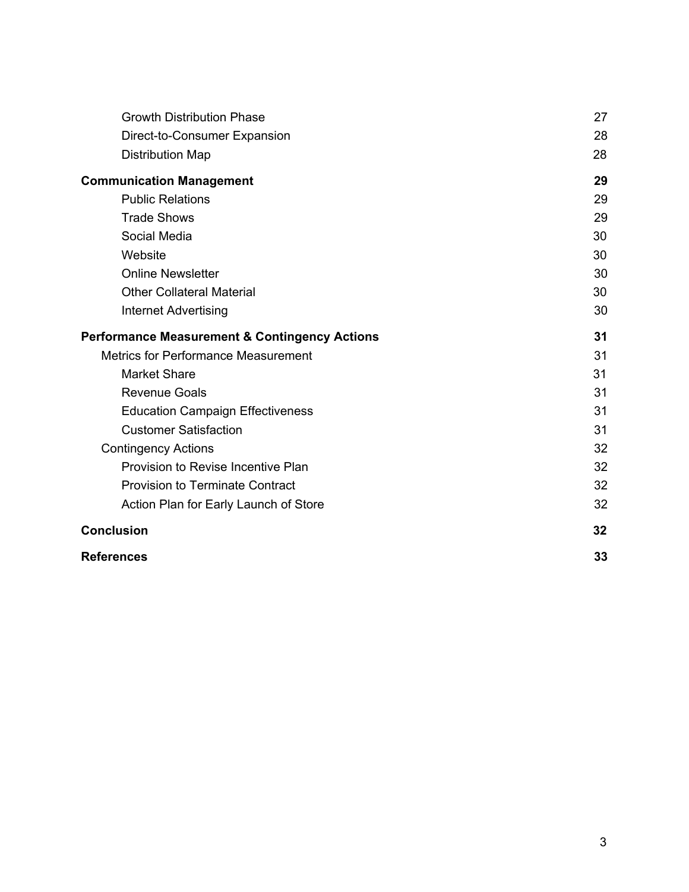| | |
|---|---|
| Growth Distribution Phase | 27 |
| Direct-to-Consumer Expansion | 28 |
| Distribution Map | 28 |
| **Communication Management** | **29** |
| Public Relations | 29 |
| Trade Shows | 29 |
| Social Media | 30 |
| Website | 30 |
| Online Newsletter | 30 |
| Other Collateral Material | 30 |
| Internet Advertising | 30 |
| **Performance Measurement & Contingency Actions** | **31** |
| Metrics for Performance Measurement | 31 |
| Market Share | 31 |
| Revenue Goals | 31 |
| Education Campaign Effectiveness | 31 |
| Customer Satisfaction | 31 |
| Contingency Actions | 32 |
| Provision to Revise Incentive Plan | 32 |
| Provision to Terminate Contract | 32 |
| Action Plan for Early Launch of Store | 32 |
| **Conclusion** | **32** |
| **References** | **33** |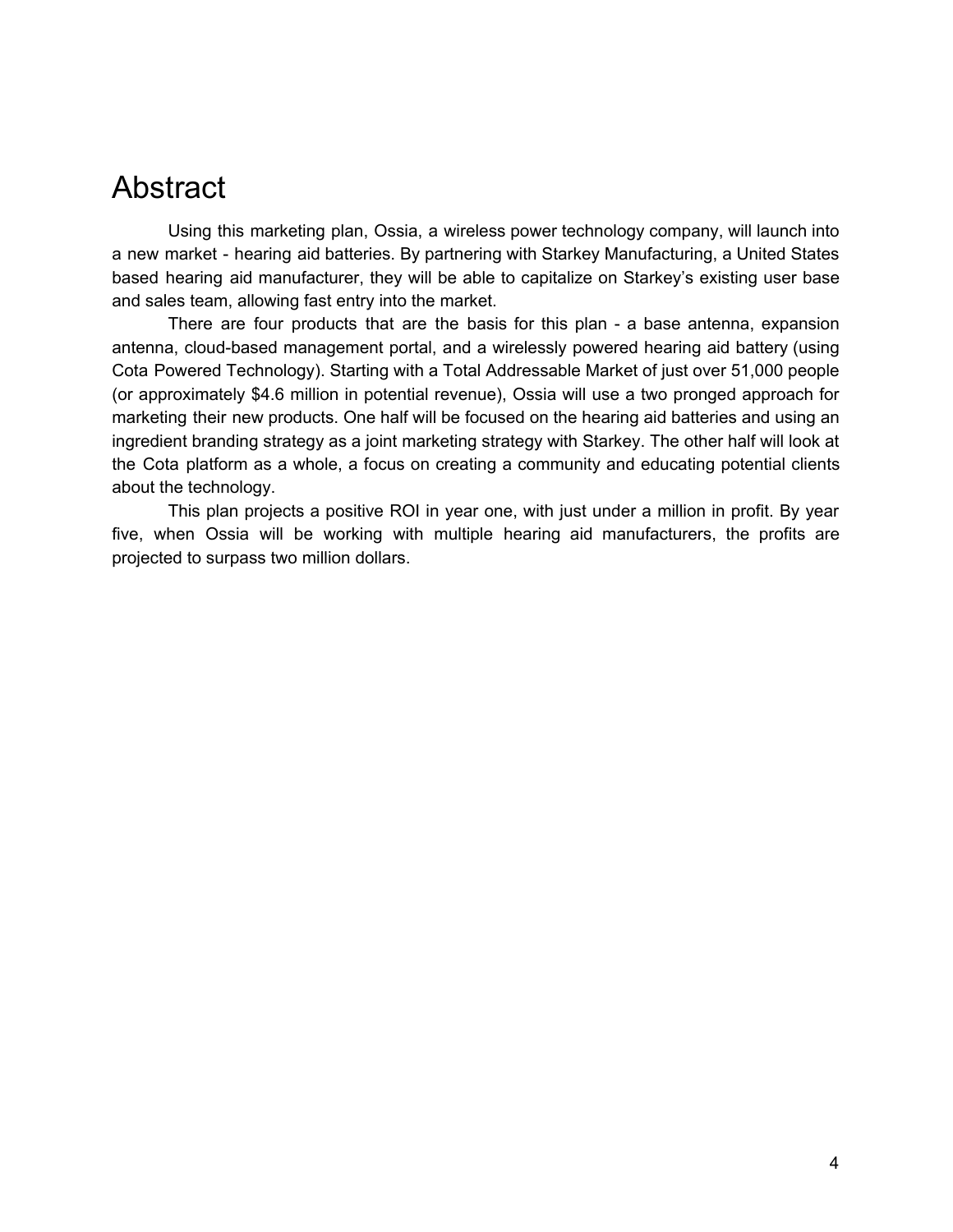# Abstract

Using this marketing plan, Ossia, a wireless power technology company, will launch into a new market - hearing aid batteries. By partnering with Starkey Manufacturing, a United States based hearing aid manufacturer, they will be able to capitalize on Starkey's existing user base and sales team, allowing fast entry into the market.

There are four products that are the basis for this plan - a base antenna, expansion antenna, cloud-based management portal, and a wirelessly powered hearing aid battery (using Cota Powered Technology). Starting with a Total Addressable Market of just over 51,000 people (or approximately $4.6 million in potential revenue), Ossia will use a two pronged approach for marketing their new products. One half will be focused on the hearing aid batteries and using an ingredient branding strategy as a joint marketing strategy with Starkey. The other half will look at the Cota platform as a whole, a focus on creating a community and educating potential clients about the technology.

This plan projects a positive ROI in year one, with just under a million in profit. By year five, when Ossia will be working with multiple hearing aid manufacturers, the profits are projected to surpass two million dollars.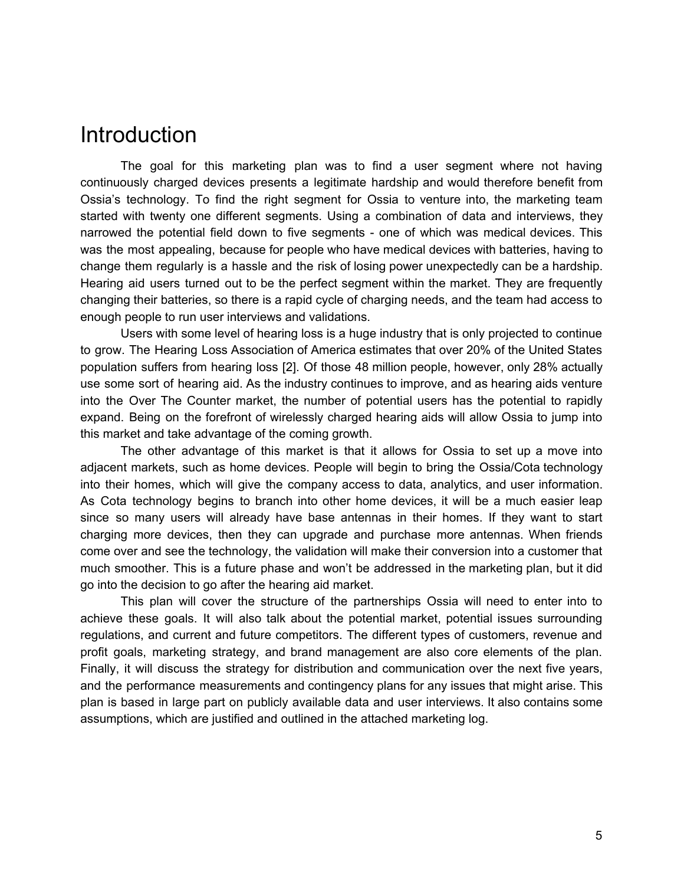# Introduction

The goal for this marketing plan was to find a user segment where not having continuously charged devices presents a legitimate hardship and would therefore benefit from Ossia's technology. To find the right segment for Ossia to venture into, the marketing team started with twenty one different segments. Using a combination of data and interviews, they narrowed the potential field down to five segments - one of which was medical devices. This was the most appealing, because for people who have medical devices with batteries, having to change them regularly is a hassle and the risk of losing power unexpectedly can be a hardship. Hearing aid users turned out to be the perfect segment within the market. They are frequently changing their batteries, so there is a rapid cycle of charging needs, and the team had access to enough people to run user interviews and validations.

Users with some level of hearing loss is a huge industry that is only projected to continue to grow. The Hearing Loss Association of America estimates that over 20% of the United States population suffers from hearing loss [2]. Of those 48 million people, however, only 28% actually use some sort of hearing aid. As the industry continues to improve, and as hearing aids venture into the Over The Counter market, the number of potential users has the potential to rapidly expand. Being on the forefront of wirelessly charged hearing aids will allow Ossia to jump into this market and take advantage of the coming growth.

The other advantage of this market is that it allows for Ossia to set up a move into adjacent markets, such as home devices. People will begin to bring the Ossia/Cota technology into their homes, which will give the company access to data, analytics, and user information. As Cota technology begins to branch into other home devices, it will be a much easier leap since so many users will already have base antennas in their homes. If they want to start charging more devices, then they can upgrade and purchase more antennas. When friends come over and see the technology, the validation will make their conversion into a customer that much smoother. This is a future phase and won't be addressed in the marketing plan, but it did go into the decision to go after the hearing aid market.

This plan will cover the structure of the partnerships Ossia will need to enter into to achieve these goals. It will also talk about the potential market, potential issues surrounding regulations, and current and future competitors. The different types of customers, revenue and profit goals, marketing strategy, and brand management are also core elements of the plan. Finally, it will discuss the strategy for distribution and communication over the next five years, and the performance measurements and contingency plans for any issues that might arise. This plan is based in large part on publicly available data and user interviews. It also contains some assumptions, which are justified and outlined in the attached marketing log.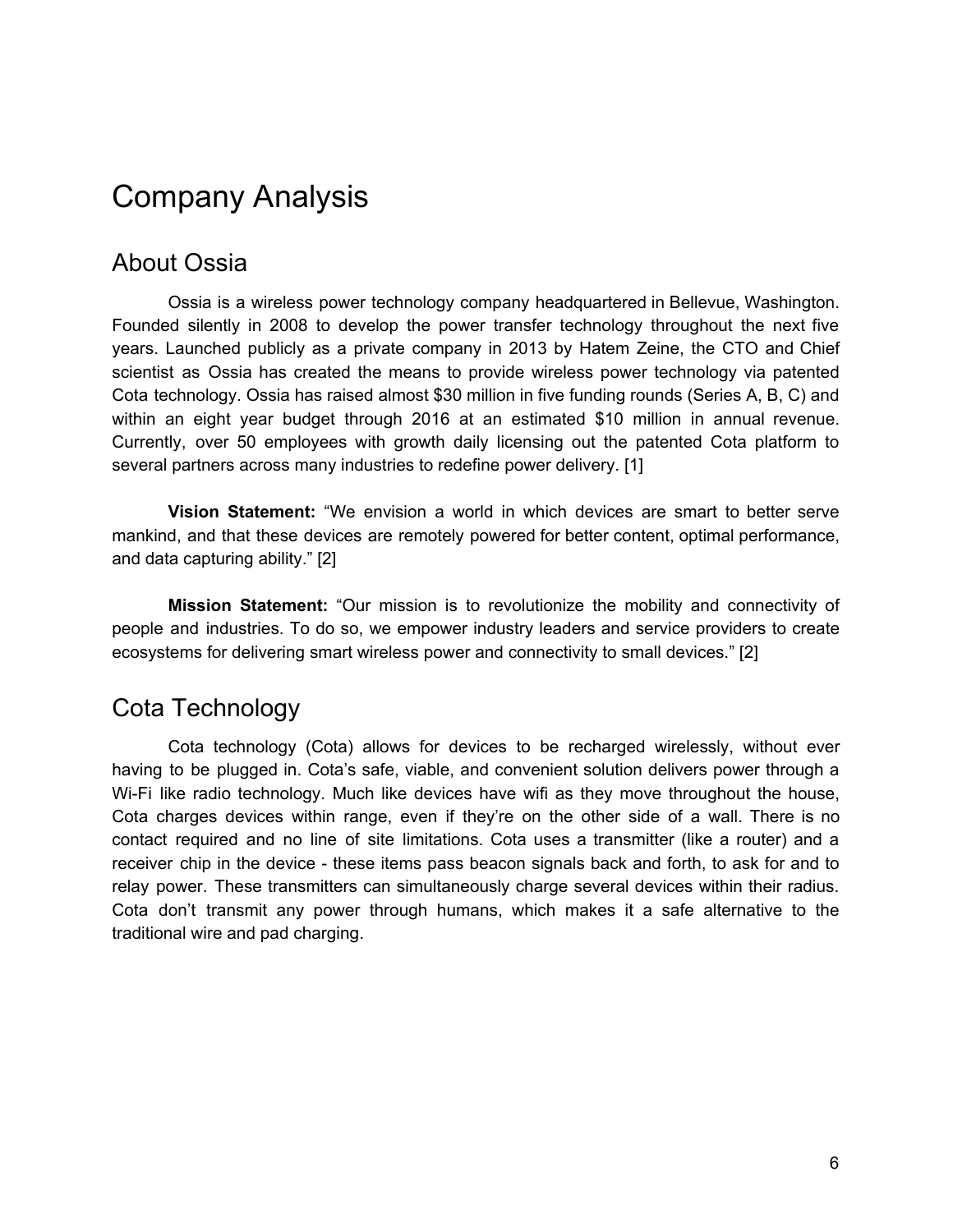# Company Analysis

## About Ossia

Ossia is a wireless power technology company headquartered in Bellevue, Washington. Founded silently in 2008 to develop the power transfer technology throughout the next five years. Launched publicly as a private company in 2013 by Hatem Zeine, the CTO and Chief scientist as Ossia has created the means to provide wireless power technology via patented Cota technology. Ossia has raised almost $30 million in five funding rounds (Series A, B, C) and within an eight year budget through 2016 at an estimated $10 million in annual revenue. Currently, over 50 employees with growth daily licensing out the patented Cota platform to several partners across many industries to redefine power delivery. [1]

**Vision Statement:** “We envision a world in which devices are smart to better serve mankind, and that these devices are remotely powered for better content, optimal performance, and data capturing ability.” [2]

**Mission Statement:** “Our mission is to revolutionize the mobility and connectivity of people and industries. To do so, we empower industry leaders and service providers to create ecosystems for delivering smart wireless power and connectivity to small devices.” [2]

## Cota Technology

Cota technology (Cota) allows for devices to be recharged wirelessly, without ever having to be plugged in. Cota’s safe, viable, and convenient solution delivers power through a Wi-Fi like radio technology. Much like devices have wifi as they move throughout the house, Cota charges devices within range, even if they’re on the other side of a wall. There is no contact required and no line of site limitations. Cota uses a transmitter (like a router) and a receiver chip in the device - these items pass beacon signals back and forth, to ask for and to relay power. These transmitters can simultaneously charge several devices within their radius. Cota don’t transmit any power through humans, which makes it a safe alternative to the traditional wire and pad charging.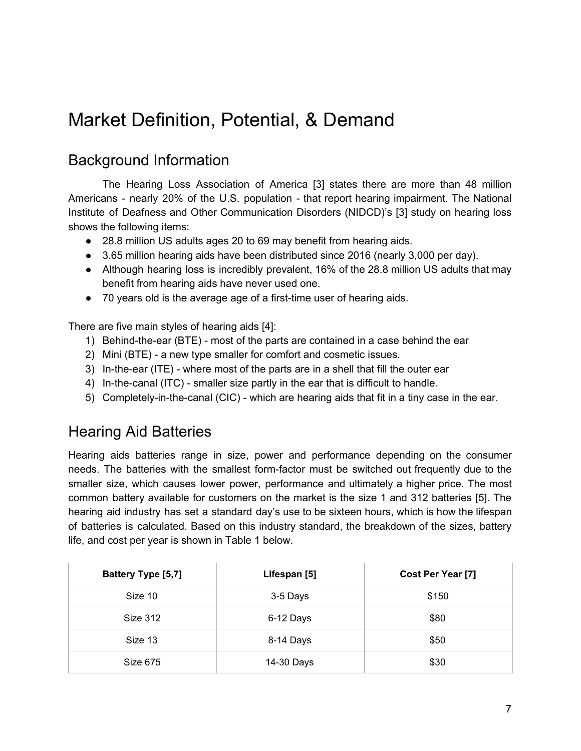# Market Definition, Potential, & Demand

## Background Information

The Hearing Loss Association of America [3] states there are more than 48 million Americans - nearly 20% of the U.S. population - that report hearing impairment. The National Institute of Deafness and Other Communication Disorders (NIDCD)'s [3] study on hearing loss shows the following items:

- 28.8 million US adults ages 20 to 69 may benefit from hearing aids.
- 3.65 million hearing aids have been distributed since 2016 (nearly 3,000 per day).
- Although hearing loss is incredibly prevalent, 16% of the 28.8 million US adults that may benefit from hearing aids have never used one.
- 70 years old is the average age of a first-time user of hearing aids.

There are five main styles of hearing aids [4]:

1) Behind-the-ear (BTE) - most of the parts are contained in a case behind the ear
2) Mini (BTE) - a new type smaller for comfort and cosmetic issues.
3) In-the-ear (ITE) - where most of the parts are in a shell that fill the outer ear
4) In-the-canal (ITC) - smaller size partly in the ear that is difficult to handle.
5) Completely-in-the-canal (CIC) - which are hearing aids that fit in a tiny case in the ear.

## Hearing Aid Batteries

Hearing aids batteries range in size, power and performance depending on the consumer needs. The batteries with the smallest form-factor must be switched out frequently due to the smaller size, which causes lower power, performance and ultimately a higher price. The most common battery available for customers on the market is the size 1 and 312 batteries [5]. The hearing aid industry has set a standard day's use to be sixteen hours, which is how the lifespan of batteries is calculated. Based on this industry standard, the breakdown of the sizes, battery life, and cost per year is shown in Table 1 below.

| Battery Type [5,7] | Lifespan [5] | Cost Per Year [7] |
|---|---|---|
| Size 10 | 3-5 Days | $150 |
| Size 312 | 6-12 Days | $80 |
| Size 13 | 8-14 Days | $50 |
| Size 675 | 14-30 Days | $30 |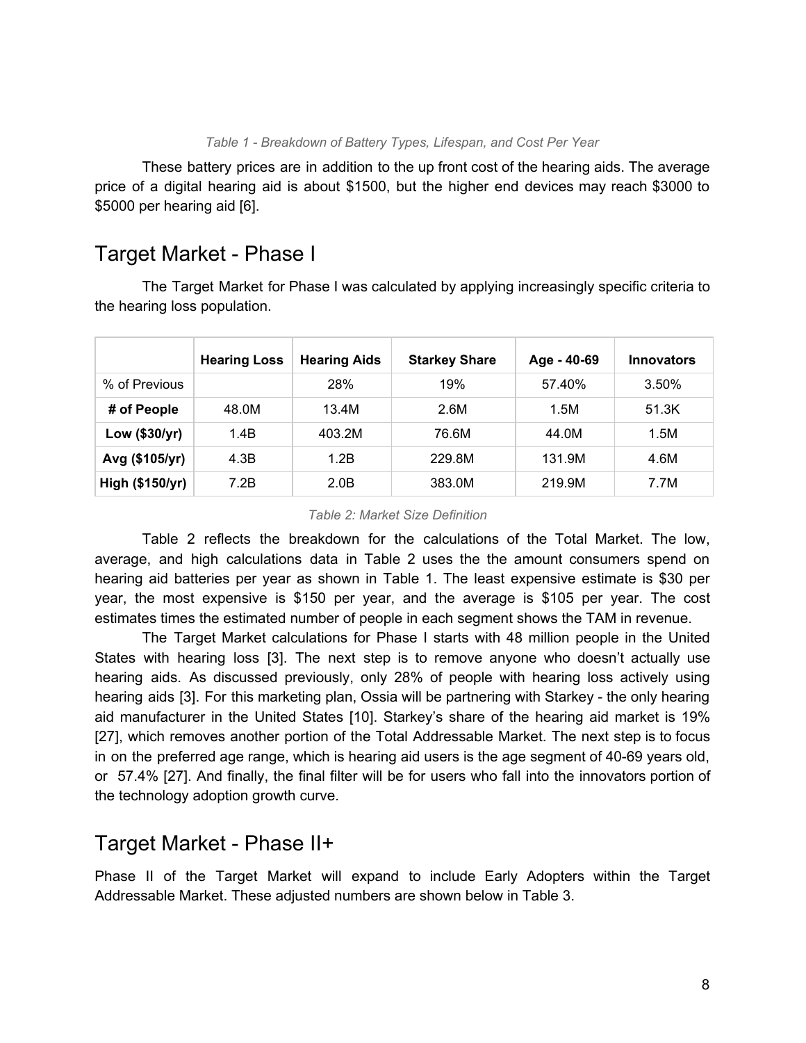*Table 1 - Breakdown of Battery Types, Lifespan, and Cost Per Year*

These battery prices are in addition to the up front cost of the hearing aids. The average price of a digital hearing aid is about $1500, but the higher end devices may reach $3000 to $5000 per hearing aid [6].

## Target Market - Phase I

The Target Market for Phase I was calculated by applying increasingly specific criteria to the hearing loss population.

| | Hearing Loss | Hearing Aids | Starkey Share | Age - 40-69 | Innovators |
|---|---|---|---|---|---|
| % of Previous | | 28% | 19% | 57.40% | 3.50% |
| **# of People** | 48.0M | 13.4M | 2.6M | 1.5M | 51.3K |
| **Low ($30/yr)** | 1.4B | 403.2M | 76.6M | 44.0M | 1.5M |
| **Avg ($105/yr)** | 4.3B | 1.2B | 229.8M | 131.9M | 4.6M |
| **High ($150/yr)** | 7.2B | 2.0B | 383.0M | 219.9M | 7.7M |

*Table 2: Market Size Definition*

Table 2 reflects the breakdown for the calculations of the Total Market. The low, average, and high calculations data in Table 2 uses the the amount consumers spend on hearing aid batteries per year as shown in Table 1. The least expensive estimate is $30 per year, the most expensive is $150 per year, and the average is $105 per year. The cost estimates times the estimated number of people in each segment shows the TAM in revenue.

The Target Market calculations for Phase I starts with 48 million people in the United States with hearing loss [3]. The next step is to remove anyone who doesn't actually use hearing aids. As discussed previously, only 28% of people with hearing loss actively using hearing aids [3]. For this marketing plan, Ossia will be partnering with Starkey - the only hearing aid manufacturer in the United States [10]. Starkey's share of the hearing aid market is 19% [27], which removes another portion of the Total Addressable Market. The next step is to focus in on the preferred age range, which is hearing aid users is the age segment of 40-69 years old, or 57.4% [27]. And finally, the final filter will be for users who fall into the innovators portion of the technology adoption growth curve.

## Target Market - Phase II+

Phase II of the Target Market will expand to include Early Adopters within the Target Addressable Market. These adjusted numbers are shown below in Table 3.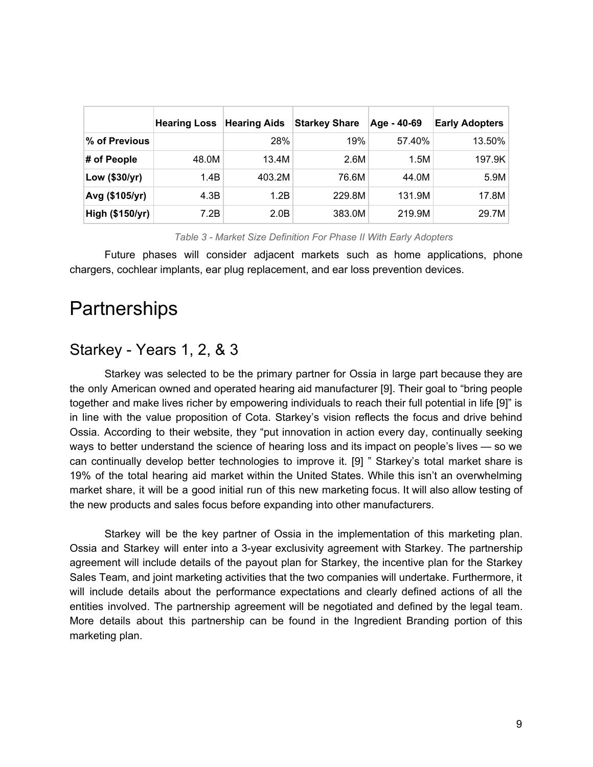| | Hearing Loss | Hearing Aids | Starkey Share | Age - 40-69 | Early Adopters |
|---|---|---|---|---|---|
| % of Previous | | 28% | 19% | 57.40% | 13.50% |
| # of People | 48.0M | 13.4M | 2.6M | 1.5M | 197.9K |
| Low ($30/yr) | 1.4B | 403.2M | 76.6M | 44.0M | 5.9M |
| Avg ($105/yr) | 4.3B | 1.2B | 229.8M | 131.9M | 17.8M |
| High ($150/yr) | 7.2B | 2.0B | 383.0M | 219.9M | 29.7M |

*Table 3 - Market Size Definition For Phase II With Early Adopters*

Future phases will consider adjacent markets such as home applications, phone chargers, cochlear implants, ear plug replacement, and ear loss prevention devices.

# Partnerships

## Starkey - Years 1, 2, & 3

Starkey was selected to be the primary partner for Ossia in large part because they are the only American owned and operated hearing aid manufacturer [9]. Their goal to "bring people together and make lives richer by empowering individuals to reach their full potential in life [9]" is in line with the value proposition of Cota. Starkey's vision reflects the focus and drive behind Ossia. According to their website, they "put innovation in action every day, continually seeking ways to better understand the science of hearing loss and its impact on people's lives — so we can continually develop better technologies to improve it. [9] " Starkey's total market share is 19% of the total hearing aid market within the United States. While this isn't an overwhelming market share, it will be a good initial run of this new marketing focus. It will also allow testing of the new products and sales focus before expanding into other manufacturers.

Starkey will be the key partner of Ossia in the implementation of this marketing plan. Ossia and Starkey will enter into a 3-year exclusivity agreement with Starkey. The partnership agreement will include details of the payout plan for Starkey, the incentive plan for the Starkey Sales Team, and joint marketing activities that the two companies will undertake. Furthermore, it will include details about the performance expectations and clearly defined actions of all the entities involved. The partnership agreement will be negotiated and defined by the legal team. More details about this partnership can be found in the Ingredient Branding portion of this marketing plan.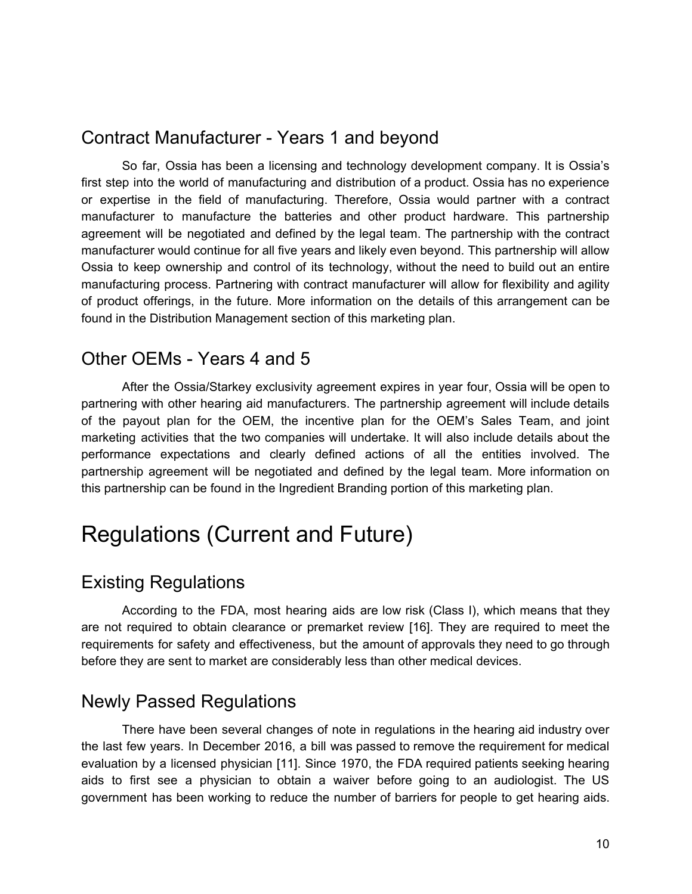## Contract Manufacturer - Years 1 and beyond

So far, Ossia has been a licensing and technology development company. It is Ossia's first step into the world of manufacturing and distribution of a product. Ossia has no experience or expertise in the field of manufacturing. Therefore, Ossia would partner with a contract manufacturer to manufacture the batteries and other product hardware. This partnership agreement will be negotiated and defined by the legal team. The partnership with the contract manufacturer would continue for all five years and likely even beyond. This partnership will allow Ossia to keep ownership and control of its technology, without the need to build out an entire manufacturing process. Partnering with contract manufacturer will allow for flexibility and agility of product offerings, in the future. More information on the details of this arrangement can be found in the Distribution Management section of this marketing plan.

## Other OEMs - Years 4 and 5

After the Ossia/Starkey exclusivity agreement expires in year four, Ossia will be open to partnering with other hearing aid manufacturers. The partnership agreement will include details of the payout plan for the OEM, the incentive plan for the OEM's Sales Team, and joint marketing activities that the two companies will undertake. It will also include details about the performance expectations and clearly defined actions of all the entities involved. The partnership agreement will be negotiated and defined by the legal team. More information on this partnership can be found in the Ingredient Branding portion of this marketing plan.

# Regulations (Current and Future)

## Existing Regulations

According to the FDA, most hearing aids are low risk (Class I), which means that they are not required to obtain clearance or premarket review [16]. They are required to meet the requirements for safety and effectiveness, but the amount of approvals they need to go through before they are sent to market are considerably less than other medical devices.

## Newly Passed Regulations

There have been several changes of note in regulations in the hearing aid industry over the last few years. In December 2016, a bill was passed to remove the requirement for medical evaluation by a licensed physician [11]. Since 1970, the FDA required patients seeking hearing aids to first see a physician to obtain a waiver before going to an audiologist. The US government has been working to reduce the number of barriers for people to get hearing aids.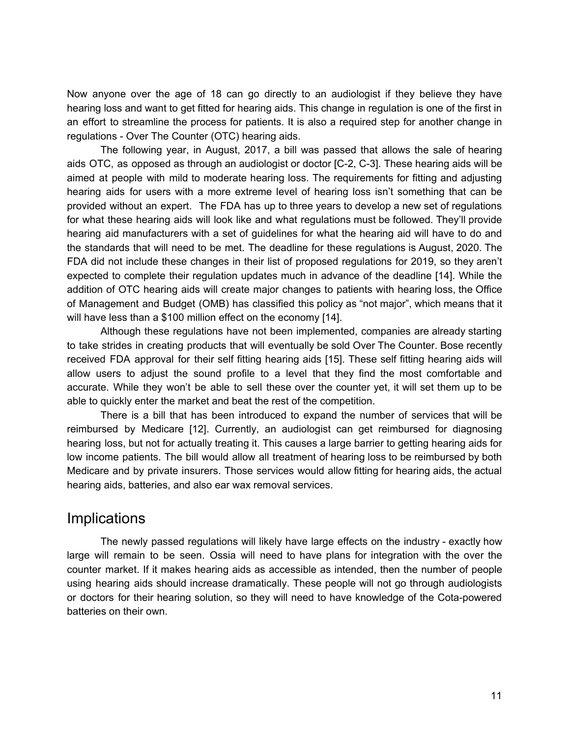Now anyone over the age of 18 can go directly to an audiologist if they believe they have hearing loss and want to get fitted for hearing aids. This change in regulation is one of the first in an effort to streamline the process for patients. It is also a required step for another change in regulations - Over The Counter (OTC) hearing aids.

The following year, in August, 2017, a bill was passed that allows the sale of hearing aids OTC, as opposed as through an audiologist or doctor [C-2, C-3]. These hearing aids will be aimed at people with mild to moderate hearing loss. The requirements for fitting and adjusting hearing aids for users with a more extreme level of hearing loss isn't something that can be provided without an expert. The FDA has up to three years to develop a new set of regulations for what these hearing aids will look like and what regulations must be followed. They'll provide hearing aid manufacturers with a set of guidelines for what the hearing aid will have to do and the standards that will need to be met. The deadline for these regulations is August, 2020. The FDA did not include these changes in their list of proposed regulations for 2019, so they aren't expected to complete their regulation updates much in advance of the deadline [14]. While the addition of OTC hearing aids will create major changes to patients with hearing loss, the Office of Management and Budget (OMB) has classified this policy as "not major", which means that it will have less than a $100 million effect on the economy [14].

Although these regulations have not been implemented, companies are already starting to take strides in creating products that will eventually be sold Over The Counter. Bose recently received FDA approval for their self fitting hearing aids [15]. These self fitting hearing aids will allow users to adjust the sound profile to a level that they find the most comfortable and accurate. While they won't be able to sell these over the counter yet, it will set them up to be able to quickly enter the market and beat the rest of the competition.

There is a bill that has been introduced to expand the number of services that will be reimbursed by Medicare [12]. Currently, an audiologist can get reimbursed for diagnosing hearing loss, but not for actually treating it. This causes a large barrier to getting hearing aids for low income patients. The bill would allow all treatment of hearing loss to be reimbursed by both Medicare and by private insurers. Those services would allow fitting for hearing aids, the actual hearing aids, batteries, and also ear wax removal services.

## Implications

The newly passed regulations will likely have large effects on the industry - exactly how large will remain to be seen. Ossia will need to have plans for integration with the over the counter market. If it makes hearing aids as accessible as intended, then the number of people using hearing aids should increase dramatically. These people will not go through audiologists or doctors for their hearing solution, so they will need to have knowledge of the Cota-powered batteries on their own.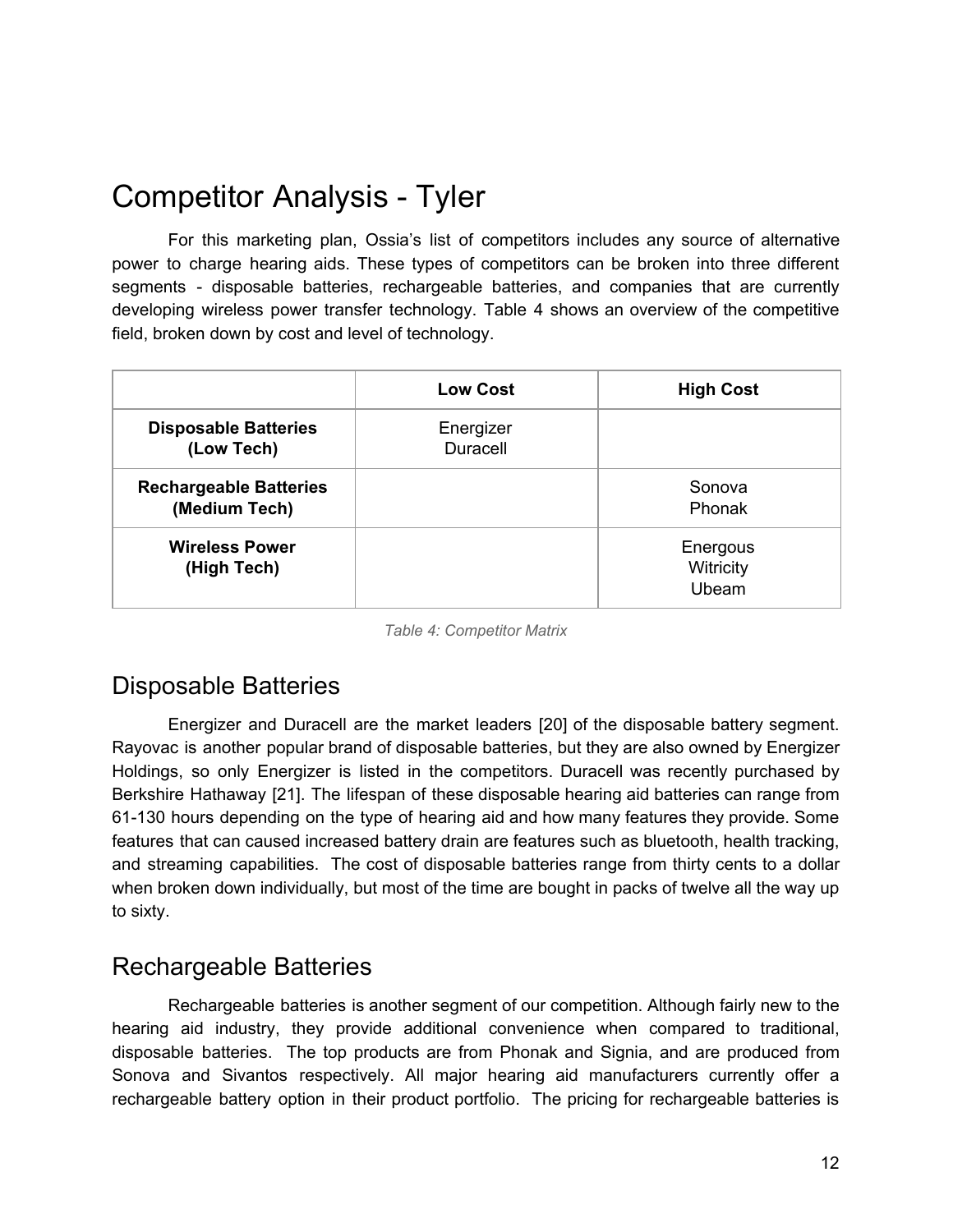# Competitor Analysis - Tyler

For this marketing plan, Ossia's list of competitors includes any source of alternative power to charge hearing aids. These types of competitors can be broken into three different segments - disposable batteries, rechargeable batteries, and companies that are currently developing wireless power transfer technology. Table 4 shows an overview of the competitive field, broken down by cost and level of technology.

| | **Low Cost** | **High Cost** |
|---|---|---|
| **Disposable Batteries (Low Tech)** | Energizer<br>Duracell | |
| **Rechargeable Batteries (Medium Tech)** | | Sonova<br>Phonak |
| **Wireless Power (High Tech)** | | Energous<br>Witricity<br>Ubeam |

*Table 4: Competitor Matrix*

## Disposable Batteries

Energizer and Duracell are the market leaders [20] of the disposable battery segment. Rayovac is another popular brand of disposable batteries, but they are also owned by Energizer Holdings, so only Energizer is listed in the competitors. Duracell was recently purchased by Berkshire Hathaway [21]. The lifespan of these disposable hearing aid batteries can range from 61-130 hours depending on the type of hearing aid and how many features they provide. Some features that can caused increased battery drain are features such as bluetooth, health tracking, and streaming capabilities. The cost of disposable batteries range from thirty cents to a dollar when broken down individually, but most of the time are bought in packs of twelve all the way up to sixty.

## Rechargeable Batteries

Rechargeable batteries is another segment of our competition. Although fairly new to the hearing aid industry, they provide additional convenience when compared to traditional, disposable batteries. The top products are from Phonak and Signia, and are produced from Sonova and Sivantos respectively. All major hearing aid manufacturers currently offer a rechargeable battery option in their product portfolio. The pricing for rechargeable batteries is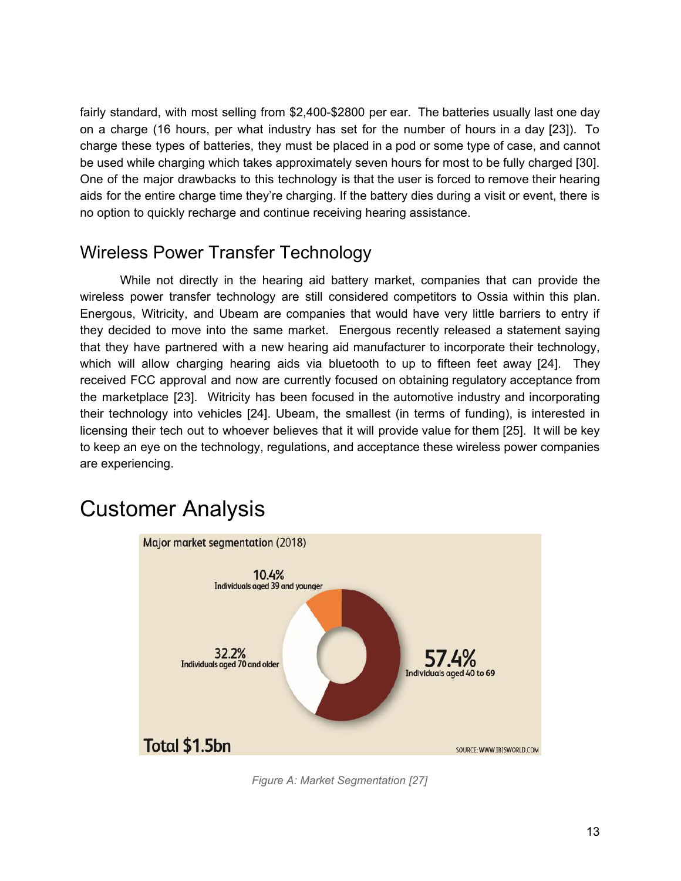fairly standard, with most selling from $2,400-$2800 per ear. The batteries usually last one day on a charge (16 hours, per what industry has set for the number of hours in a day [23]). To charge these types of batteries, they must be placed in a pod or some type of case, and cannot be used while charging which takes approximately seven hours for most to be fully charged [30]. One of the major drawbacks to this technology is that the user is forced to remove their hearing aids for the entire charge time they're charging. If the battery dies during a visit or event, there is no option to quickly recharge and continue receiving hearing assistance.

## Wireless Power Transfer Technology

While not directly in the hearing aid battery market, companies that can provide the wireless power transfer technology are still considered competitors to Ossia within this plan. Energous, Witricity, and Ubeam are companies that would have very little barriers to entry if they decided to move into the same market. Energous recently released a statement saying that they have partnered with a new hearing aid manufacturer to incorporate their technology, which will allow charging hearing aids via bluetooth to up to fifteen feet away [24]. They received FCC approval and now are currently focused on obtaining regulatory acceptance from the marketplace [23]. Witricity has been focused in the automotive industry and incorporating their technology into vehicles [24]. Ubeam, the smallest (in terms of funding), is interested in licensing their tech out to whoever believes that it will provide value for them [25]. It will be key to keep an eye on the technology, regulations, and acceptance these wireless power companies are experiencing.

# Customer Analysis

Major market segmentation (2018)

10.4% Individuals aged 39 and younger

32.2% Individuals aged 70 and older

57.4% Individuals aged 40 to 69

Total $1.5bn

SOURCE: WWW.IBISWORLD.COM

*Figure A: Market Segmentation [27]*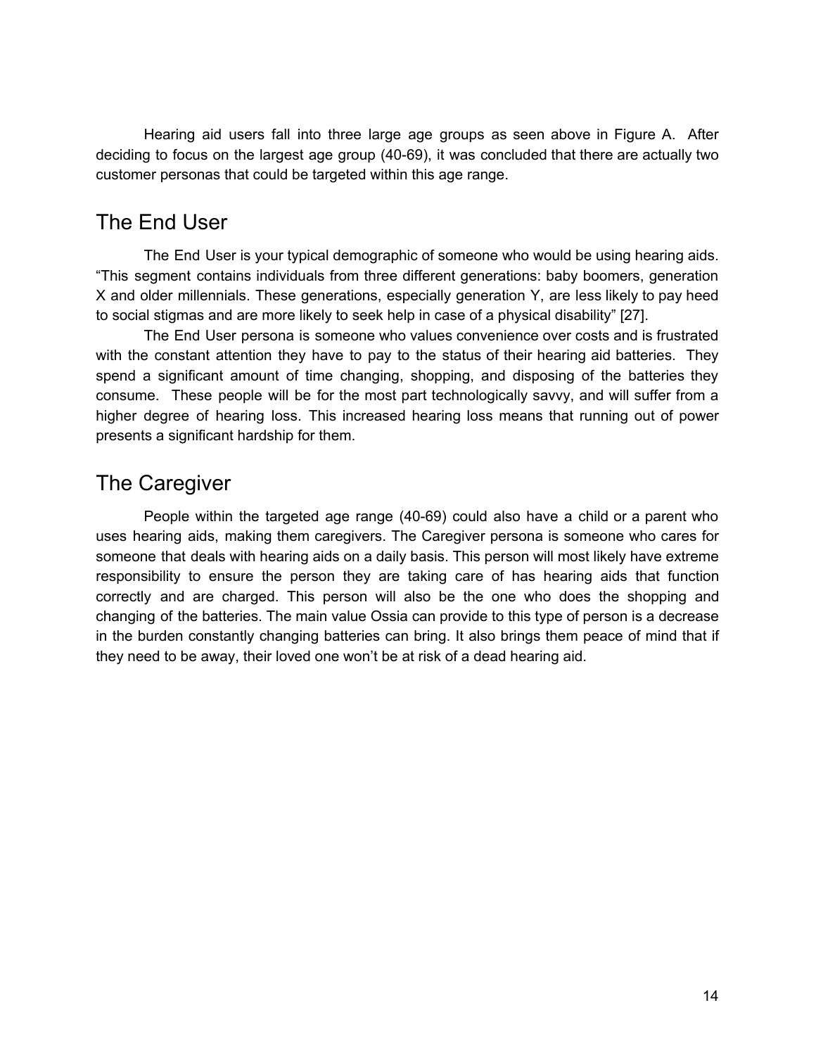Hearing aid users fall into three large age groups as seen above in Figure A. After deciding to focus on the largest age group (40-69), it was concluded that there are actually two customer personas that could be targeted within this age range.

## The End User

The End User is your typical demographic of someone who would be using hearing aids. “This segment contains individuals from three different generations: baby boomers, generation X and older millennials. These generations, especially generation Y, are less likely to pay heed to social stigmas and are more likely to seek help in case of a physical disability” [27].

The End User persona is someone who values convenience over costs and is frustrated with the constant attention they have to pay to the status of their hearing aid batteries. They spend a significant amount of time changing, shopping, and disposing of the batteries they consume. These people will be for the most part technologically savvy, and will suffer from a higher degree of hearing loss. This increased hearing loss means that running out of power presents a significant hardship for them.

## The Caregiver

People within the targeted age range (40-69) could also have a child or a parent who uses hearing aids, making them caregivers. The Caregiver persona is someone who cares for someone that deals with hearing aids on a daily basis. This person will most likely have extreme responsibility to ensure the person they are taking care of has hearing aids that function correctly and are charged. This person will also be the one who does the shopping and changing of the batteries. The main value Ossia can provide to this type of person is a decrease in the burden constantly changing batteries can bring. It also brings them peace of mind that if they need to be away, their loved one won’t be at risk of a dead hearing aid.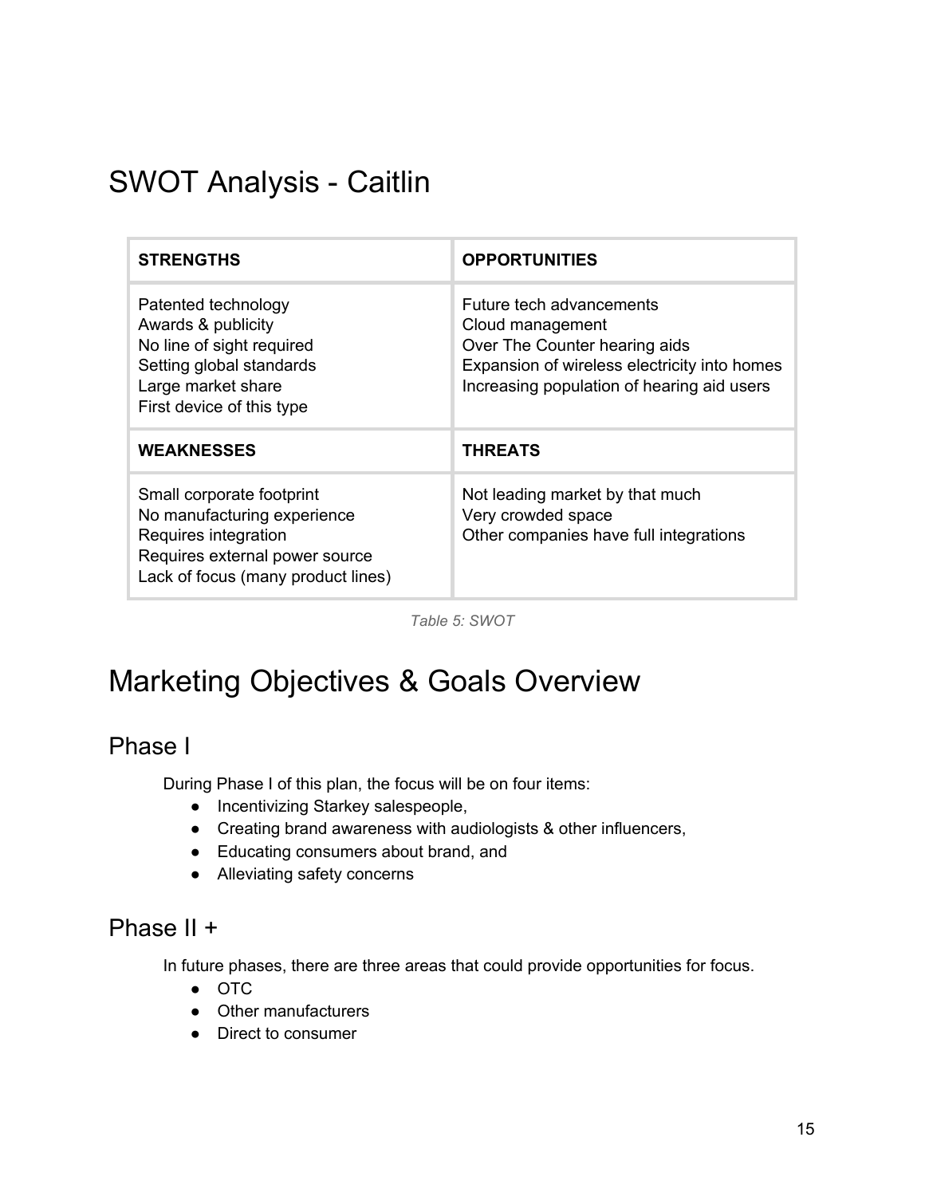# SWOT Analysis - Caitlin

| STRENGTHS | OPPORTUNITIES |
|---|---|
| Patented technology<br>Awards & publicity<br>No line of sight required<br>Setting global standards<br>Large market share<br>First device of this type | Future tech advancements<br>Cloud management<br>Over The Counter hearing aids<br>Expansion of wireless electricity into homes<br>Increasing population of hearing aid users |
| **WEAKNESSES** | **THREATS** |
| Small corporate footprint<br>No manufacturing experience<br>Requires integration<br>Requires external power source<br>Lack of focus (many product lines) | Not leading market by that much<br>Very crowded space<br>Other companies have full integrations |

*Table 5: SWOT*

# Marketing Objectives & Goals Overview

## Phase I

During Phase I of this plan, the focus will be on four items:

- Incentivizing Starkey salespeople,
- Creating brand awareness with audiologists & other influencers,
- Educating consumers about brand, and
- Alleviating safety concerns

## Phase II +

In future phases, there are three areas that could provide opportunities for focus.

- OTC
- Other manufacturers
- Direct to consumer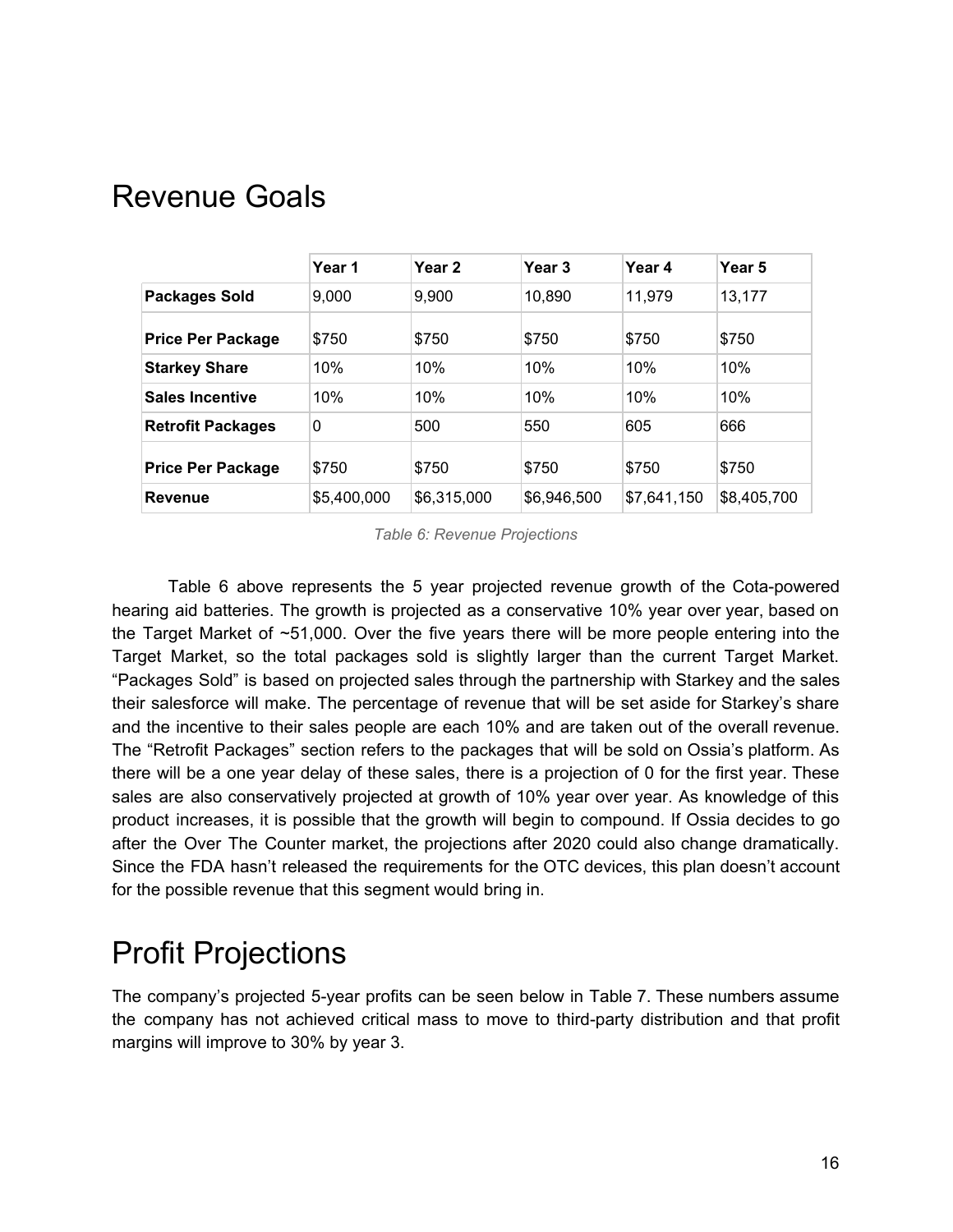# Revenue Goals

| | Year 1 | Year 2 | Year 3 | Year 4 | Year 5 |
|---|---|---|---|---|---|
| **Packages Sold** | 9,000 | 9,900 | 10,890 | 11,979 | 13,177 |
| **Price Per Package** | $750 | $750 | $750 | $750 | $750 |
| **Starkey Share** | 10% | 10% | 10% | 10% | 10% |
| **Sales Incentive** | 10% | 10% | 10% | 10% | 10% |
| **Retrofit Packages** | 0 | 500 | 550 | 605 | 666 |
| **Price Per Package** | $750 | $750 | $750 | $750 | $750 |
| **Revenue** | $5,400,000 | $6,315,000 | $6,946,500 | $7,641,150 | $8,405,700 |

*Table 6: Revenue Projections*

Table 6 above represents the 5 year projected revenue growth of the Cota-powered hearing aid batteries. The growth is projected as a conservative 10% year over year, based on the Target Market of ~51,000. Over the five years there will be more people entering into the Target Market, so the total packages sold is slightly larger than the current Target Market. "Packages Sold" is based on projected sales through the partnership with Starkey and the sales their salesforce will make. The percentage of revenue that will be set aside for Starkey's share and the incentive to their sales people are each 10% and are taken out of the overall revenue. The "Retrofit Packages" section refers to the packages that will be sold on Ossia's platform. As there will be a one year delay of these sales, there is a projection of 0 for the first year. These sales are also conservatively projected at growth of 10% year over year. As knowledge of this product increases, it is possible that the growth will begin to compound. If Ossia decides to go after the Over The Counter market, the projections after 2020 could also change dramatically. Since the FDA hasn't released the requirements for the OTC devices, this plan doesn't account for the possible revenue that this segment would bring in.

# Profit Projections

The company's projected 5-year profits can be seen below in Table 7. These numbers assume the company has not achieved critical mass to move to third-party distribution and that profit margins will improve to 30% by year 3.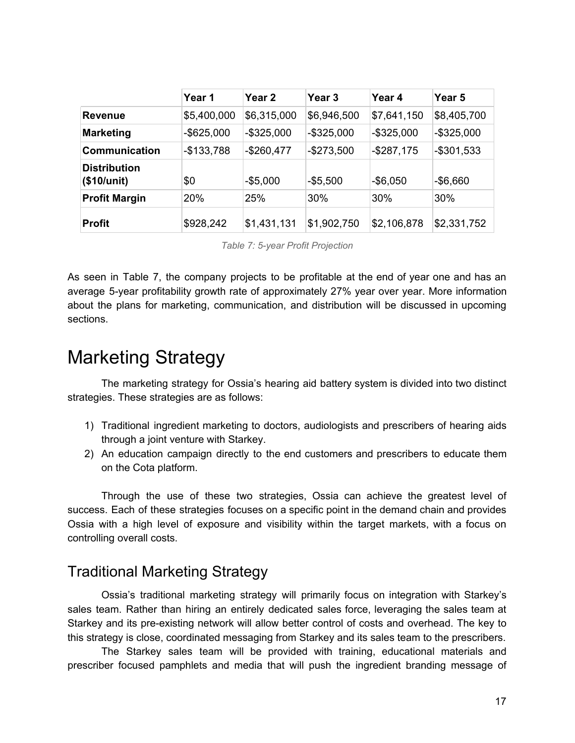| | Year 1 | Year 2 | Year 3 | Year 4 | Year 5 |
|---|---|---|---|---|---|
| **Revenue** | $5,400,000 | $6,315,000 | $6,946,500 | $7,641,150 | $8,405,700 |
| **Marketing** | -$625,000 | -$325,000 | -$325,000 | -$325,000 | -$325,000 |
| **Communication** | -$133,788 | -$260,477 | -$273,500 | -$287,175 | -$301,533 |
| **Distribution ($10/unit)** | $0 | -$5,000 | -$5,500 | -$6,050 | -$6,660 |
| **Profit Margin** | 20% | 25% | 30% | 30% | 30% |
| **Profit** | $928,242 | $1,431,131 | $1,902,750 | $2,106,878 | $2,331,752 |

*Table 7: 5-year Profit Projection*

As seen in Table 7, the company projects to be profitable at the end of year one and has an average 5-year profitability growth rate of approximately 27% year over year. More information about the plans for marketing, communication, and distribution will be discussed in upcoming sections.

# Marketing Strategy

The marketing strategy for Ossia's hearing aid battery system is divided into two distinct strategies. These strategies are as follows:

1) Traditional ingredient marketing to doctors, audiologists and prescribers of hearing aids through a joint venture with Starkey.
2) An education campaign directly to the end customers and prescribers to educate them on the Cota platform.

Through the use of these two strategies, Ossia can achieve the greatest level of success. Each of these strategies focuses on a specific point in the demand chain and provides Ossia with a high level of exposure and visibility within the target markets, with a focus on controlling overall costs.

## Traditional Marketing Strategy

Ossia's traditional marketing strategy will primarily focus on integration with Starkey's sales team. Rather than hiring an entirely dedicated sales force, leveraging the sales team at Starkey and its pre-existing network will allow better control of costs and overhead. The key to this strategy is close, coordinated messaging from Starkey and its sales team to the prescribers.

The Starkey sales team will be provided with training, educational materials and prescriber focused pamphlets and media that will push the ingredient branding message of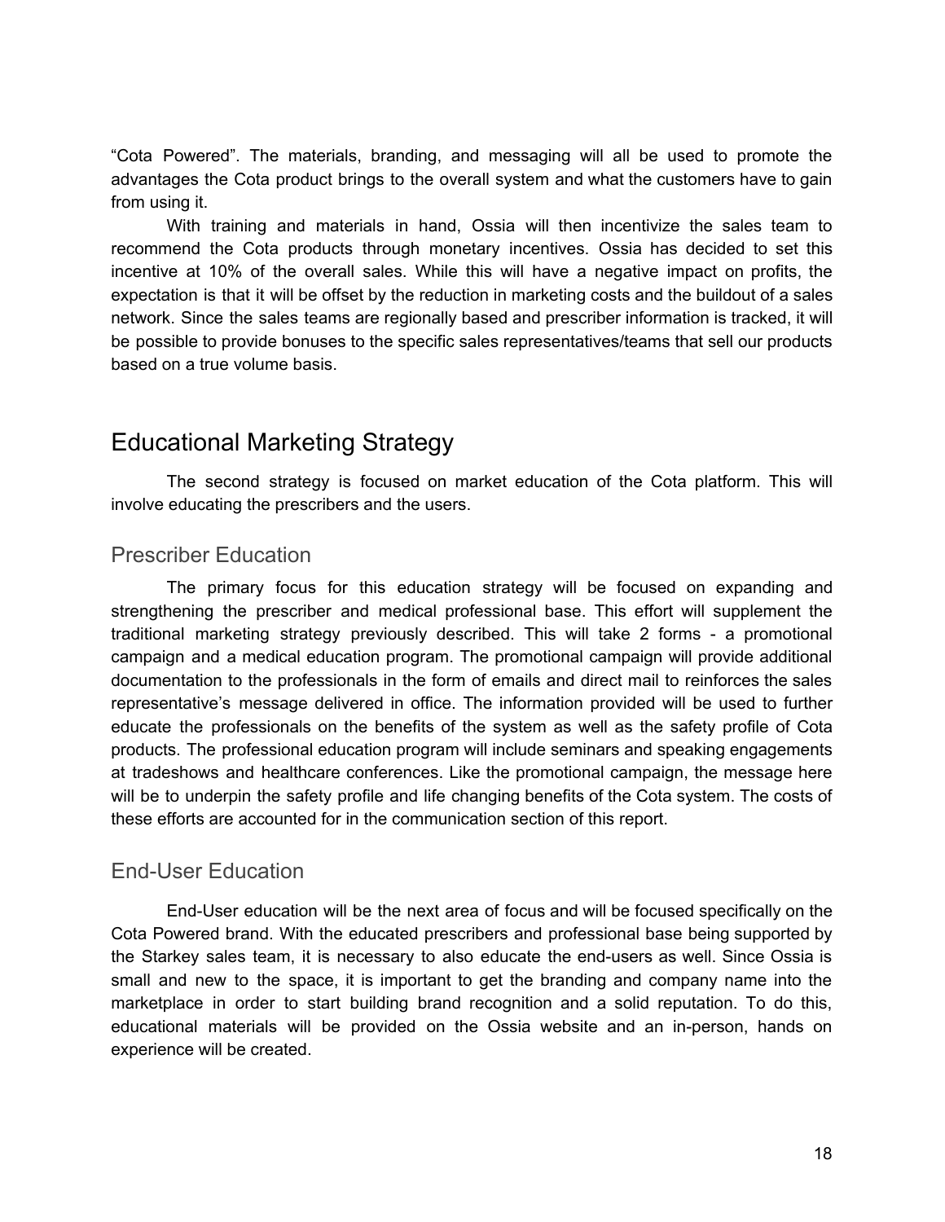"Cota Powered". The materials, branding, and messaging will all be used to promote the advantages the Cota product brings to the overall system and what the customers have to gain from using it.

With training and materials in hand, Ossia will then incentivize the sales team to recommend the Cota products through monetary incentives. Ossia has decided to set this incentive at 10% of the overall sales. While this will have a negative impact on profits, the expectation is that it will be offset by the reduction in marketing costs and the buildout of a sales network. Since the sales teams are regionally based and prescriber information is tracked, it will be possible to provide bonuses to the specific sales representatives/teams that sell our products based on a true volume basis.

## Educational Marketing Strategy

The second strategy is focused on market education of the Cota platform. This will involve educating the prescribers and the users.

### Prescriber Education

The primary focus for this education strategy will be focused on expanding and strengthening the prescriber and medical professional base. This effort will supplement the traditional marketing strategy previously described. This will take 2 forms - a promotional campaign and a medical education program. The promotional campaign will provide additional documentation to the professionals in the form of emails and direct mail to reinforces the sales representative's message delivered in office. The information provided will be used to further educate the professionals on the benefits of the system as well as the safety profile of Cota products. The professional education program will include seminars and speaking engagements at tradeshows and healthcare conferences. Like the promotional campaign, the message here will be to underpin the safety profile and life changing benefits of the Cota system. The costs of these efforts are accounted for in the communication section of this report.

### End-User Education

End-User education will be the next area of focus and will be focused specifically on the Cota Powered brand. With the educated prescribers and professional base being supported by the Starkey sales team, it is necessary to also educate the end-users as well. Since Ossia is small and new to the space, it is important to get the branding and company name into the marketplace in order to start building brand recognition and a solid reputation. To do this, educational materials will be provided on the Ossia website and an in-person, hands on experience will be created.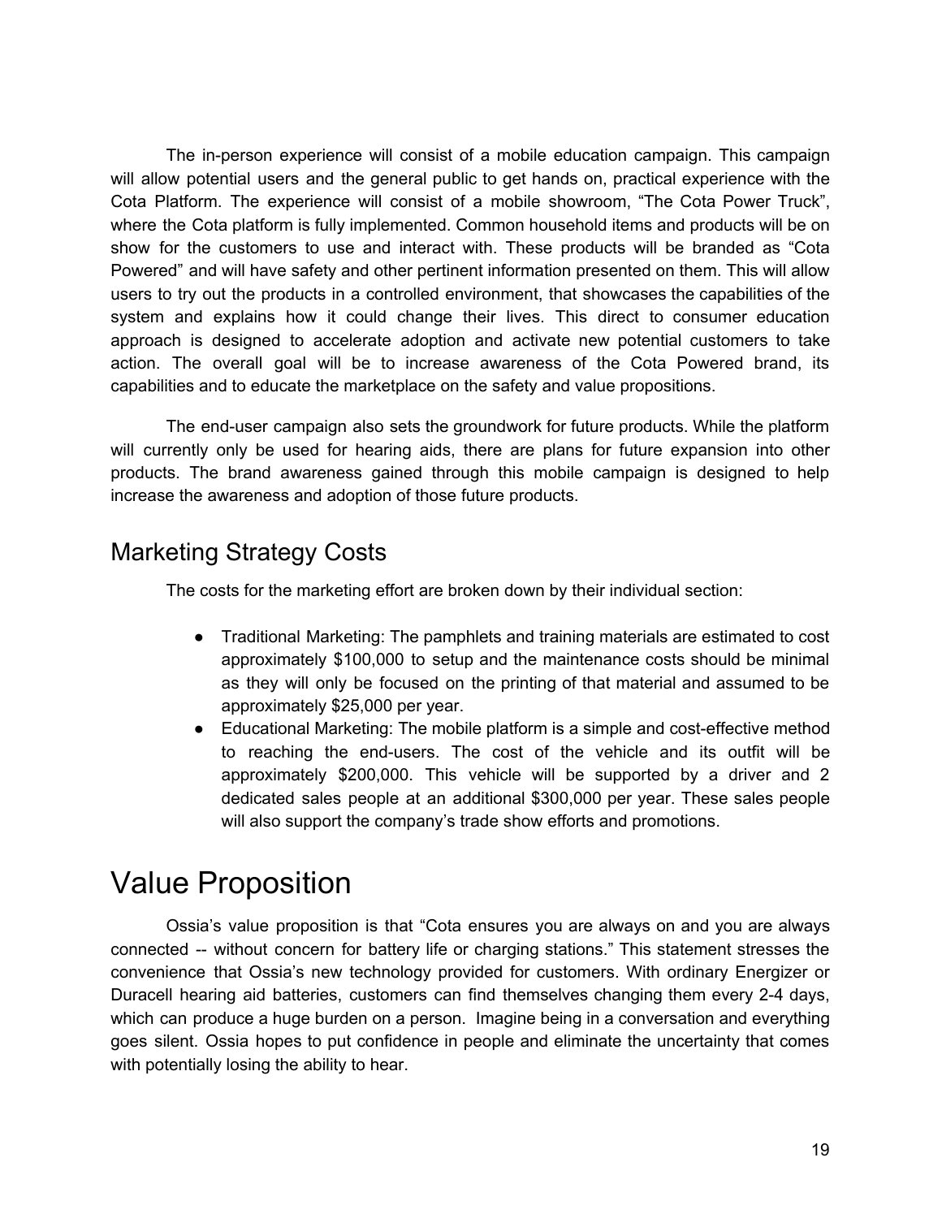The in-person experience will consist of a mobile education campaign. This campaign will allow potential users and the general public to get hands on, practical experience with the Cota Platform. The experience will consist of a mobile showroom, "The Cota Power Truck", where the Cota platform is fully implemented. Common household items and products will be on show for the customers to use and interact with. These products will be branded as "Cota Powered" and will have safety and other pertinent information presented on them. This will allow users to try out the products in a controlled environment, that showcases the capabilities of the system and explains how it could change their lives. This direct to consumer education approach is designed to accelerate adoption and activate new potential customers to take action. The overall goal will be to increase awareness of the Cota Powered brand, its capabilities and to educate the marketplace on the safety and value propositions.

The end-user campaign also sets the groundwork for future products. While the platform will currently only be used for hearing aids, there are plans for future expansion into other products. The brand awareness gained through this mobile campaign is designed to help increase the awareness and adoption of those future products.

## Marketing Strategy Costs

The costs for the marketing effort are broken down by their individual section:

- Traditional Marketing: The pamphlets and training materials are estimated to cost approximately $100,000 to setup and the maintenance costs should be minimal as they will only be focused on the printing of that material and assumed to be approximately $25,000 per year.
- Educational Marketing: The mobile platform is a simple and cost-effective method to reaching the end-users. The cost of the vehicle and its outfit will be approximately $200,000. This vehicle will be supported by a driver and 2 dedicated sales people at an additional $300,000 per year. These sales people will also support the company's trade show efforts and promotions.

# Value Proposition

Ossia's value proposition is that "Cota ensures you are always on and you are always connected -- without concern for battery life or charging stations." This statement stresses the convenience that Ossia's new technology provided for customers. With ordinary Energizer or Duracell hearing aid batteries, customers can find themselves changing them every 2-4 days, which can produce a huge burden on a person. Imagine being in a conversation and everything goes silent. Ossia hopes to put confidence in people and eliminate the uncertainty that comes with potentially losing the ability to hear.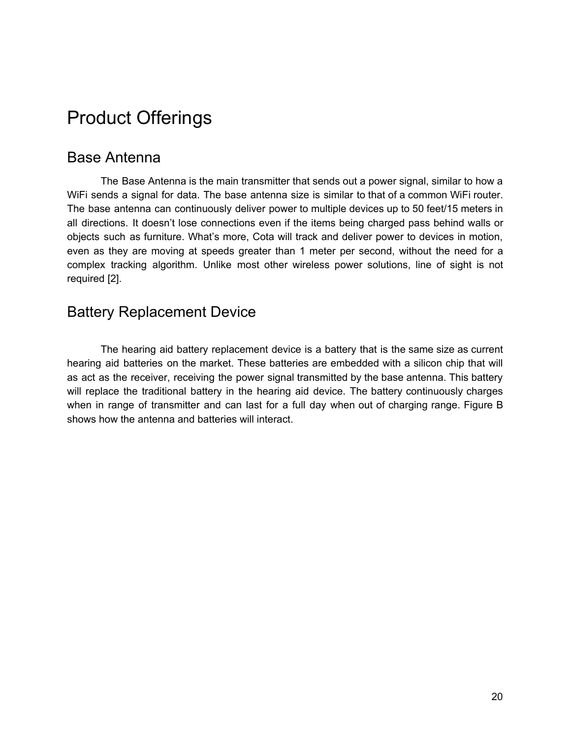# Product Offerings

## Base Antenna

The Base Antenna is the main transmitter that sends out a power signal, similar to how a WiFi sends a signal for data. The base antenna size is similar to that of a common WiFi router. The base antenna can continuously deliver power to multiple devices up to 50 feet/15 meters in all directions. It doesn't lose connections even if the items being charged pass behind walls or objects such as furniture. What's more, Cota will track and deliver power to devices in motion, even as they are moving at speeds greater than 1 meter per second, without the need for a complex tracking algorithm. Unlike most other wireless power solutions, line of sight is not required [2].

## Battery Replacement Device

The hearing aid battery replacement device is a battery that is the same size as current hearing aid batteries on the market. These batteries are embedded with a silicon chip that will as act as the receiver, receiving the power signal transmitted by the base antenna. This battery will replace the traditional battery in the hearing aid device. The battery continuously charges when in range of transmitter and can last for a full day when out of charging range. Figure B shows how the antenna and batteries will interact.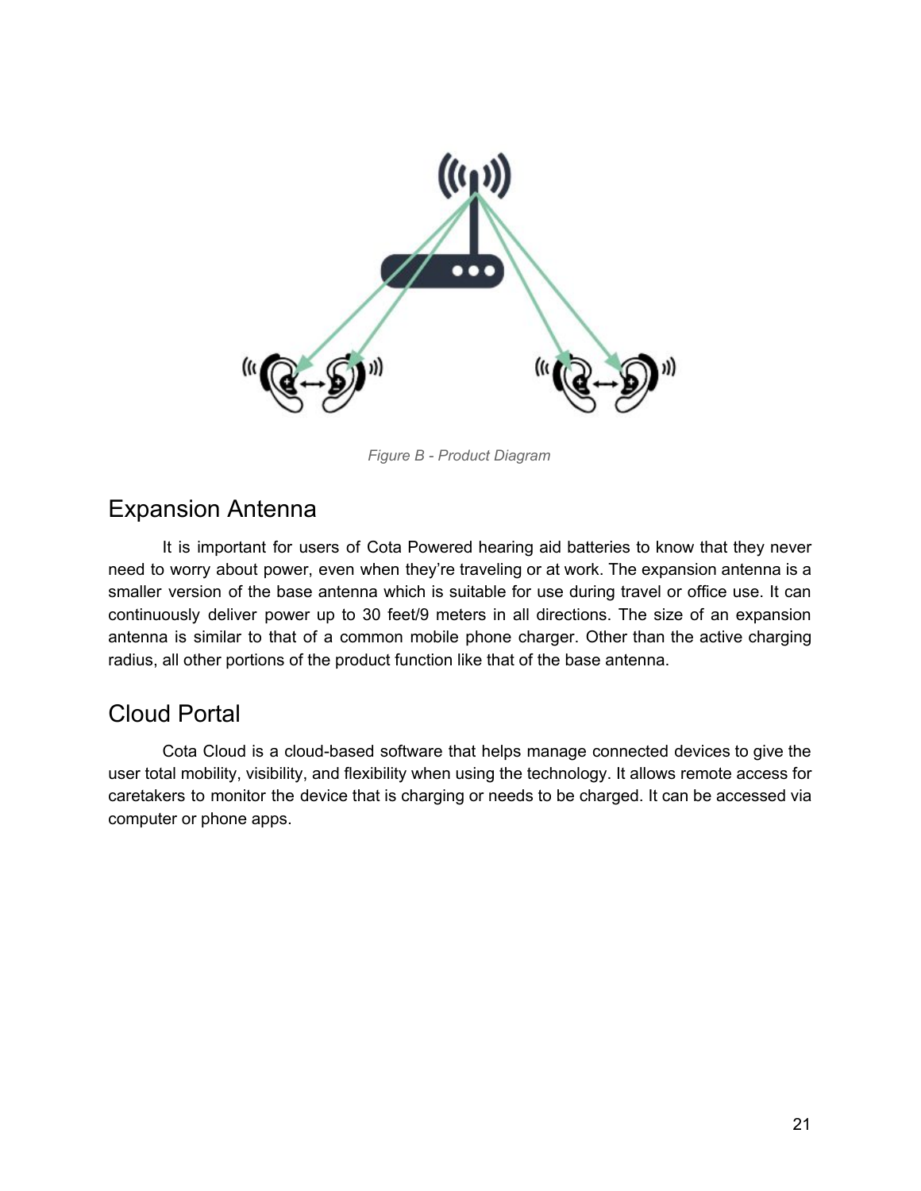*Figure B - Product Diagram*

## Expansion Antenna

It is important for users of Cota Powered hearing aid batteries to know that they never need to worry about power, even when they're traveling or at work. The expansion antenna is a smaller version of the base antenna which is suitable for use during travel or office use. It can continuously deliver power up to 30 feet/9 meters in all directions. The size of an expansion antenna is similar to that of a common mobile phone charger. Other than the active charging radius, all other portions of the product function like that of the base antenna.

## Cloud Portal

Cota Cloud is a cloud-based software that helps manage connected devices to give the user total mobility, visibility, and flexibility when using the technology. It allows remote access for caretakers to monitor the device that is charging or needs to be charged. It can be accessed via computer or phone apps.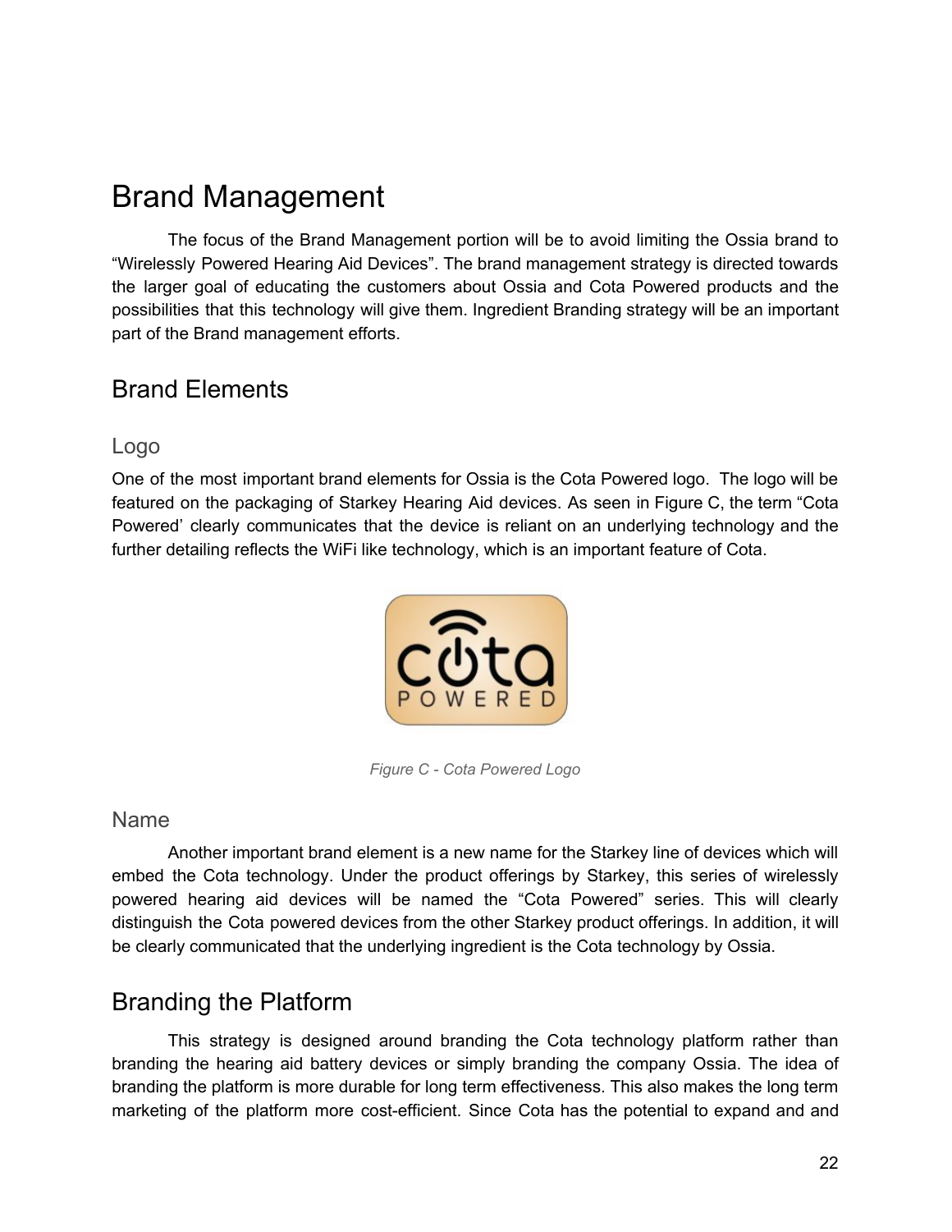# Brand Management

The focus of the Brand Management portion will be to avoid limiting the Ossia brand to "Wirelessly Powered Hearing Aid Devices". The brand management strategy is directed towards the larger goal of educating the customers about Ossia and Cota Powered products and the possibilities that this technology will give them. Ingredient Branding strategy will be an important part of the Brand management efforts.

## Brand Elements

### Logo

One of the most important brand elements for Ossia is the Cota Powered logo. The logo will be featured on the packaging of Starkey Hearing Aid devices. As seen in Figure C, the term "Cota Powered' clearly communicates that the device is reliant on an underlying technology and the further detailing reflects the WiFi like technology, which is an important feature of Cota.

*Figure C - Cota Powered Logo*

### Name

Another important brand element is a new name for the Starkey line of devices which will embed the Cota technology. Under the product offerings by Starkey, this series of wirelessly powered hearing aid devices will be named the "Cota Powered" series. This will clearly distinguish the Cota powered devices from the other Starkey product offerings. In addition, it will be clearly communicated that the underlying ingredient is the Cota technology by Ossia.

## Branding the Platform

This strategy is designed around branding the Cota technology platform rather than branding the hearing aid battery devices or simply branding the company Ossia. The idea of branding the platform is more durable for long term effectiveness. This also makes the long term marketing of the platform more cost-efficient. Since Cota has the potential to expand and and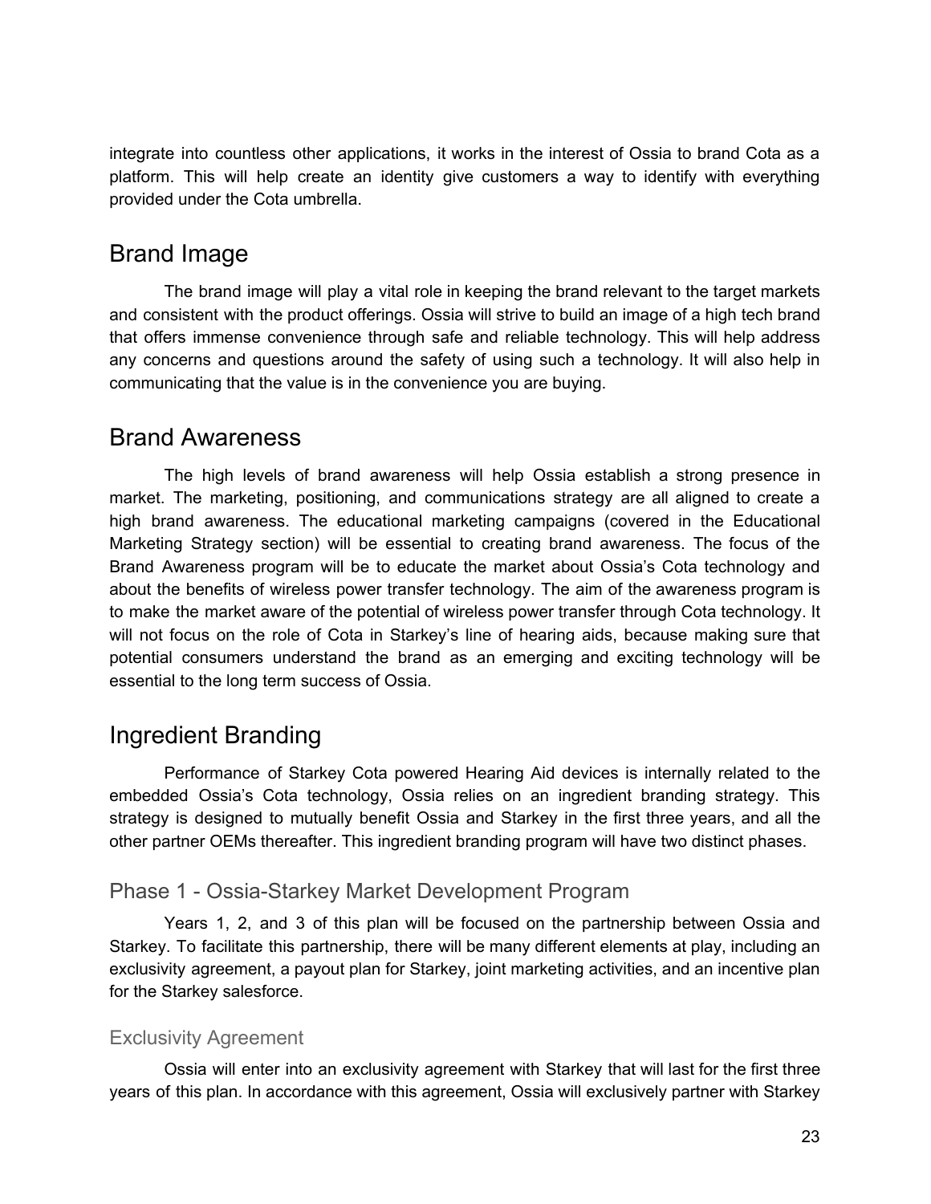integrate into countless other applications, it works in the interest of Ossia to brand Cota as a platform. This will help create an identity give customers a way to identify with everything provided under the Cota umbrella.

## Brand Image

The brand image will play a vital role in keeping the brand relevant to the target markets and consistent with the product offerings. Ossia will strive to build an image of a high tech brand that offers immense convenience through safe and reliable technology. This will help address any concerns and questions around the safety of using such a technology. It will also help in communicating that the value is in the convenience you are buying.

## Brand Awareness

The high levels of brand awareness will help Ossia establish a strong presence in market. The marketing, positioning, and communications strategy are all aligned to create a high brand awareness. The educational marketing campaigns (covered in the Educational Marketing Strategy section) will be essential to creating brand awareness. The focus of the Brand Awareness program will be to educate the market about Ossia's Cota technology and about the benefits of wireless power transfer technology. The aim of the awareness program is to make the market aware of the potential of wireless power transfer through Cota technology. It will not focus on the role of Cota in Starkey's line of hearing aids, because making sure that potential consumers understand the brand as an emerging and exciting technology will be essential to the long term success of Ossia.

## Ingredient Branding

Performance of Starkey Cota powered Hearing Aid devices is internally related to the embedded Ossia's Cota technology, Ossia relies on an ingredient branding strategy. This strategy is designed to mutually benefit Ossia and Starkey in the first three years, and all the other partner OEMs thereafter. This ingredient branding program will have two distinct phases.

### Phase 1 - Ossia-Starkey Market Development Program

Years 1, 2, and 3 of this plan will be focused on the partnership between Ossia and Starkey. To facilitate this partnership, there will be many different elements at play, including an exclusivity agreement, a payout plan for Starkey, joint marketing activities, and an incentive plan for the Starkey salesforce.

#### Exclusivity Agreement

Ossia will enter into an exclusivity agreement with Starkey that will last for the first three years of this plan. In accordance with this agreement, Ossia will exclusively partner with Starkey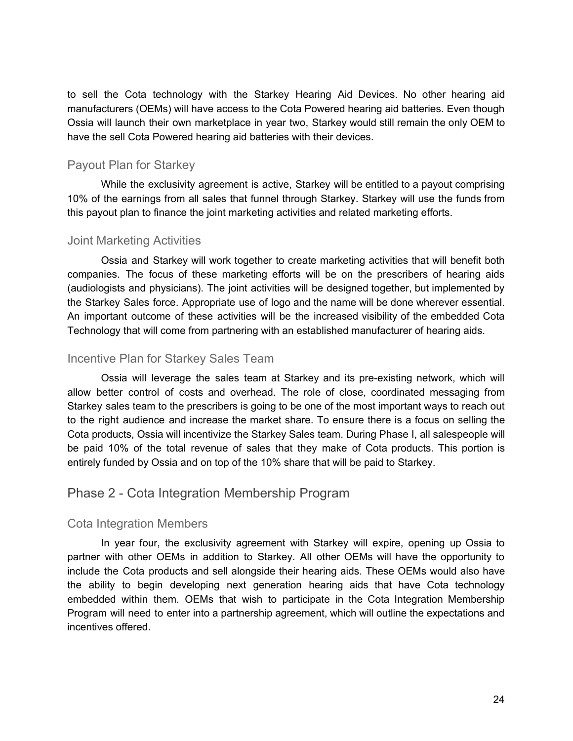to sell the Cota technology with the Starkey Hearing Aid Devices. No other hearing aid manufacturers (OEMs) will have access to the Cota Powered hearing aid batteries. Even though Ossia will launch their own marketplace in year two, Starkey would still remain the only OEM to have the sell Cota Powered hearing aid batteries with their devices.

### Payout Plan for Starkey

While the exclusivity agreement is active, Starkey will be entitled to a payout comprising 10% of the earnings from all sales that funnel through Starkey. Starkey will use the funds from this payout plan to finance the joint marketing activities and related marketing efforts.

### Joint Marketing Activities

Ossia and Starkey will work together to create marketing activities that will benefit both companies. The focus of these marketing efforts will be on the prescribers of hearing aids (audiologists and physicians). The joint activities will be designed together, but implemented by the Starkey Sales force. Appropriate use of logo and the name will be done wherever essential. An important outcome of these activities will be the increased visibility of the embedded Cota Technology that will come from partnering with an established manufacturer of hearing aids.

### Incentive Plan for Starkey Sales Team

Ossia will leverage the sales team at Starkey and its pre-existing network, which will allow better control of costs and overhead. The role of close, coordinated messaging from Starkey sales team to the prescribers is going to be one of the most important ways to reach out to the right audience and increase the market share. To ensure there is a focus on selling the Cota products, Ossia will incentivize the Starkey Sales team. During Phase I, all salespeople will be paid 10% of the total revenue of sales that they make of Cota products. This portion is entirely funded by Ossia and on top of the 10% share that will be paid to Starkey.

## Phase 2 - Cota Integration Membership Program

### Cota Integration Members

In year four, the exclusivity agreement with Starkey will expire, opening up Ossia to partner with other OEMs in addition to Starkey. All other OEMs will have the opportunity to include the Cota products and sell alongside their hearing aids. These OEMs would also have the ability to begin developing next generation hearing aids that have Cota technology embedded within them. OEMs that wish to participate in the Cota Integration Membership Program will need to enter into a partnership agreement, which will outline the expectations and incentives offered.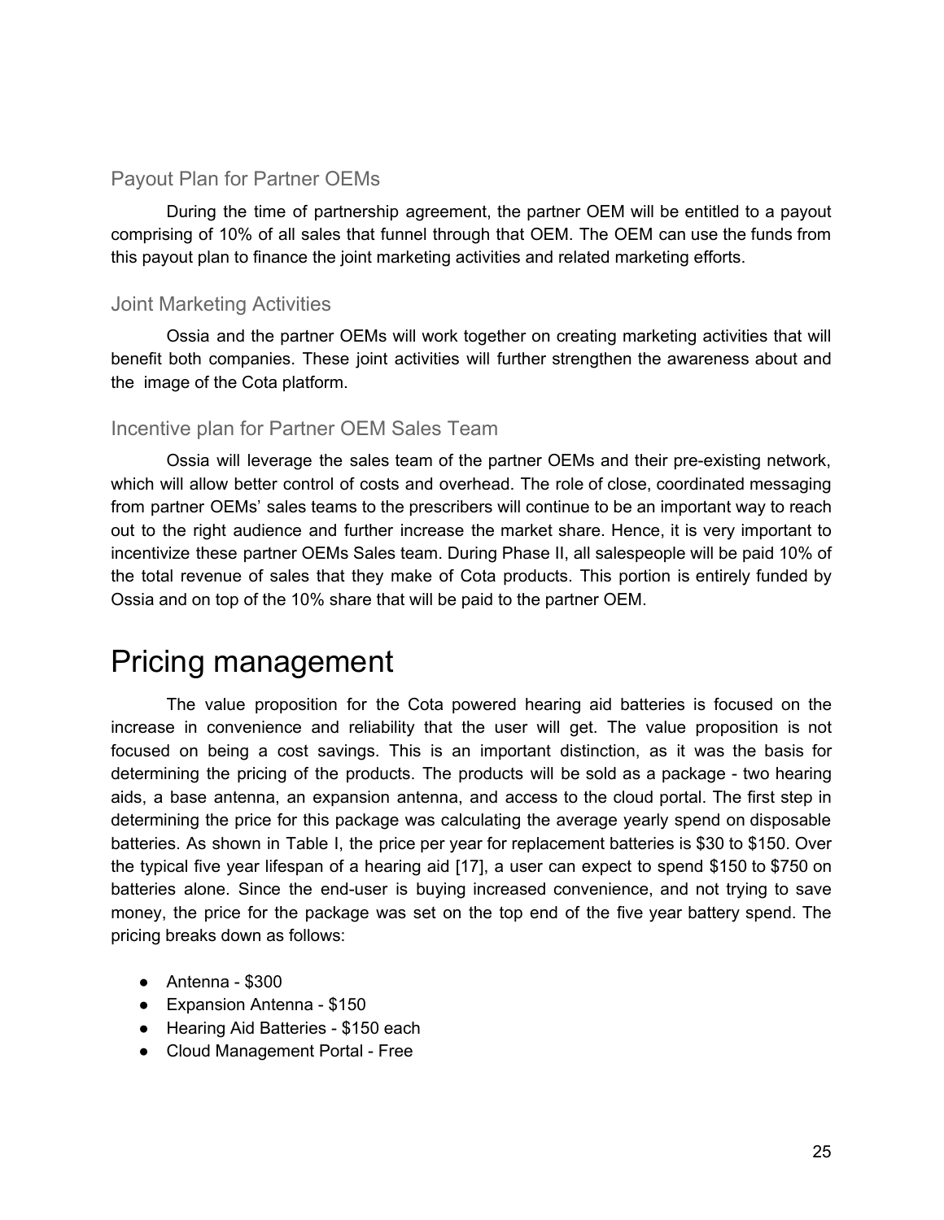### Payout Plan for Partner OEMs

During the time of partnership agreement, the partner OEM will be entitled to a payout comprising of 10% of all sales that funnel through that OEM. The OEM can use the funds from this payout plan to finance the joint marketing activities and related marketing efforts.

### Joint Marketing Activities

Ossia and the partner OEMs will work together on creating marketing activities that will benefit both companies. These joint activities will further strengthen the awareness about and the image of the Cota platform.

### Incentive plan for Partner OEM Sales Team

Ossia will leverage the sales team of the partner OEMs and their pre-existing network, which will allow better control of costs and overhead. The role of close, coordinated messaging from partner OEMs' sales teams to the prescribers will continue to be an important way to reach out to the right audience and further increase the market share. Hence, it is very important to incentivize these partner OEMs Sales team. During Phase II, all salespeople will be paid 10% of the total revenue of sales that they make of Cota products. This portion is entirely funded by Ossia and on top of the 10% share that will be paid to the partner OEM.

# Pricing management

The value proposition for the Cota powered hearing aid batteries is focused on the increase in convenience and reliability that the user will get. The value proposition is not focused on being a cost savings. This is an important distinction, as it was the basis for determining the pricing of the products. The products will be sold as a package - two hearing aids, a base antenna, an expansion antenna, and access to the cloud portal. The first step in determining the price for this package was calculating the average yearly spend on disposable batteries. As shown in Table I, the price per year for replacement batteries is $30 to $150. Over the typical five year lifespan of a hearing aid [17], a user can expect to spend $150 to $750 on batteries alone. Since the end-user is buying increased convenience, and not trying to save money, the price for the package was set on the top end of the five year battery spend. The pricing breaks down as follows:

- Antenna - $300
- Expansion Antenna - $150
- Hearing Aid Batteries - $150 each
- Cloud Management Portal - Free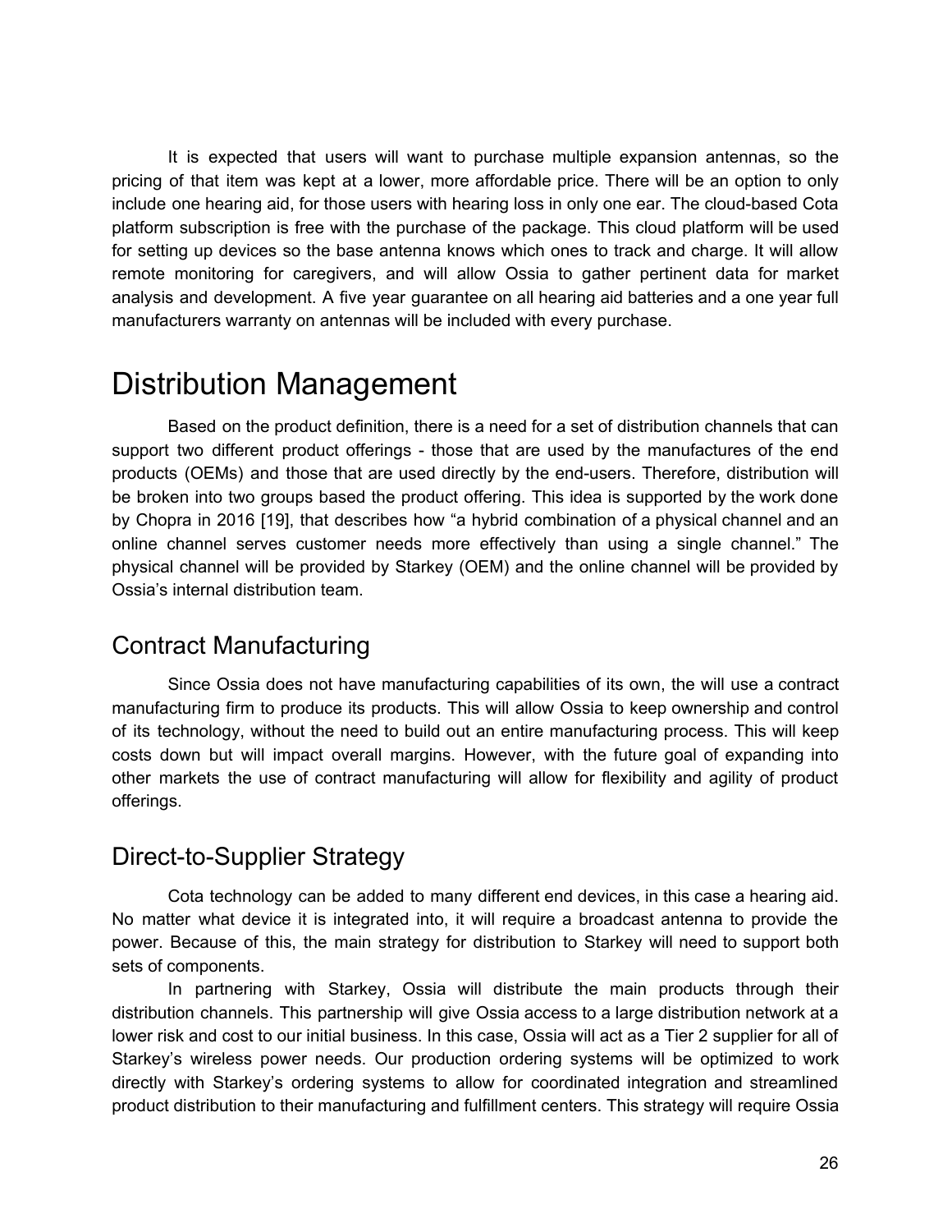It is expected that users will want to purchase multiple expansion antennas, so the pricing of that item was kept at a lower, more affordable price. There will be an option to only include one hearing aid, for those users with hearing loss in only one ear. The cloud-based Cota platform subscription is free with the purchase of the package. This cloud platform will be used for setting up devices so the base antenna knows which ones to track and charge. It will allow remote monitoring for caregivers, and will allow Ossia to gather pertinent data for market analysis and development. A five year guarantee on all hearing aid batteries and a one year full manufacturers warranty on antennas will be included with every purchase.

# Distribution Management

Based on the product definition, there is a need for a set of distribution channels that can support two different product offerings - those that are used by the manufactures of the end products (OEMs) and those that are used directly by the end-users. Therefore, distribution will be broken into two groups based the product offering. This idea is supported by the work done by Chopra in 2016 [19], that describes how "a hybrid combination of a physical channel and an online channel serves customer needs more effectively than using a single channel." The physical channel will be provided by Starkey (OEM) and the online channel will be provided by Ossia's internal distribution team.

## Contract Manufacturing

Since Ossia does not have manufacturing capabilities of its own, the will use a contract manufacturing firm to produce its products. This will allow Ossia to keep ownership and control of its technology, without the need to build out an entire manufacturing process. This will keep costs down but will impact overall margins. However, with the future goal of expanding into other markets the use of contract manufacturing will allow for flexibility and agility of product offerings.

## Direct-to-Supplier Strategy

Cota technology can be added to many different end devices, in this case a hearing aid. No matter what device it is integrated into, it will require a broadcast antenna to provide the power. Because of this, the main strategy for distribution to Starkey will need to support both sets of components.

In partnering with Starkey, Ossia will distribute the main products through their distribution channels. This partnership will give Ossia access to a large distribution network at a lower risk and cost to our initial business. In this case, Ossia will act as a Tier 2 supplier for all of Starkey's wireless power needs. Our production ordering systems will be optimized to work directly with Starkey's ordering systems to allow for coordinated integration and streamlined product distribution to their manufacturing and fulfillment centers. This strategy will require Ossia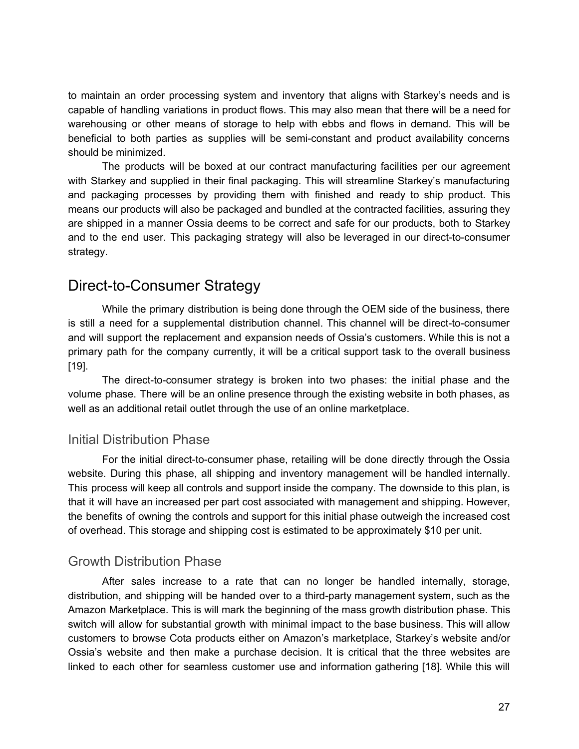to maintain an order processing system and inventory that aligns with Starkey's needs and is capable of handling variations in product flows. This may also mean that there will be a need for warehousing or other means of storage to help with ebbs and flows in demand. This will be beneficial to both parties as supplies will be semi-constant and product availability concerns should be minimized.

The products will be boxed at our contract manufacturing facilities per our agreement with Starkey and supplied in their final packaging. This will streamline Starkey's manufacturing and packaging processes by providing them with finished and ready to ship product. This means our products will also be packaged and bundled at the contracted facilities, assuring they are shipped in a manner Ossia deems to be correct and safe for our products, both to Starkey and to the end user. This packaging strategy will also be leveraged in our direct-to-consumer strategy.

## Direct-to-Consumer Strategy

While the primary distribution is being done through the OEM side of the business, there is still a need for a supplemental distribution channel. This channel will be direct-to-consumer and will support the replacement and expansion needs of Ossia's customers. While this is not a primary path for the company currently, it will be a critical support task to the overall business [19].

The direct-to-consumer strategy is broken into two phases: the initial phase and the volume phase. There will be an online presence through the existing website in both phases, as well as an additional retail outlet through the use of an online marketplace.

### Initial Distribution Phase

For the initial direct-to-consumer phase, retailing will be done directly through the Ossia website. During this phase, all shipping and inventory management will be handled internally. This process will keep all controls and support inside the company. The downside to this plan, is that it will have an increased per part cost associated with management and shipping. However, the benefits of owning the controls and support for this initial phase outweigh the increased cost of overhead. This storage and shipping cost is estimated to be approximately $10 per unit.

### Growth Distribution Phase

After sales increase to a rate that can no longer be handled internally, storage, distribution, and shipping will be handed over to a third-party management system, such as the Amazon Marketplace. This is will mark the beginning of the mass growth distribution phase. This switch will allow for substantial growth with minimal impact to the base business. This will allow customers to browse Cota products either on Amazon's marketplace, Starkey's website and/or Ossia's website and then make a purchase decision. It is critical that the three websites are linked to each other for seamless customer use and information gathering [18]. While this will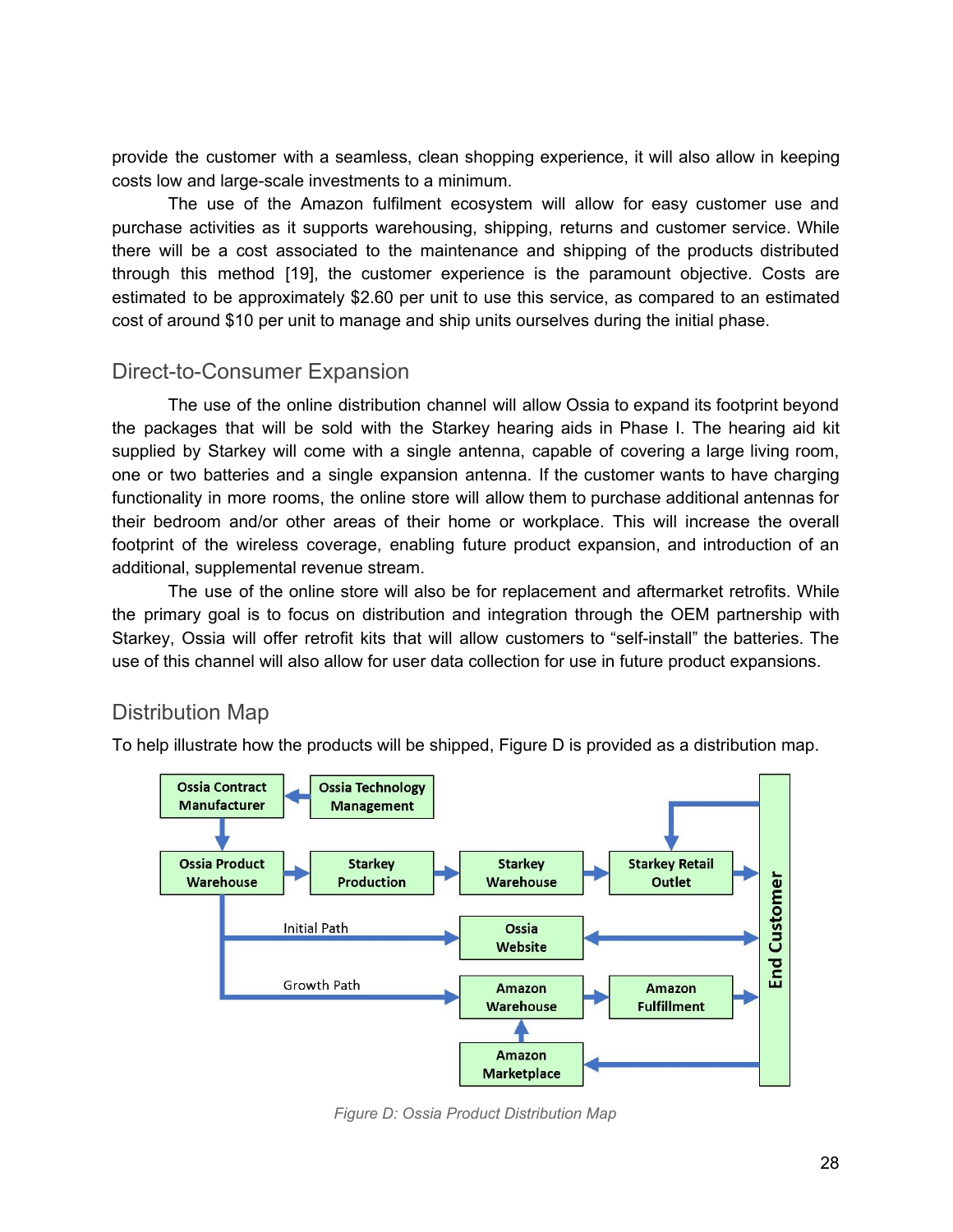provide the customer with a seamless, clean shopping experience, it will also allow in keeping costs low and large-scale investments to a minimum.

The use of the Amazon fulfilment ecosystem will allow for easy customer use and purchase activities as it supports warehousing, shipping, returns and customer service. While there will be a cost associated to the maintenance and shipping of the products distributed through this method [19], the customer experience is the paramount objective. Costs are estimated to be approximately $2.60 per unit to use this service, as compared to an estimated cost of around $10 per unit to manage and ship units ourselves during the initial phase.

## Direct-to-Consumer Expansion

The use of the online distribution channel will allow Ossia to expand its footprint beyond the packages that will be sold with the Starkey hearing aids in Phase I. The hearing aid kit supplied by Starkey will come with a single antenna, capable of covering a large living room, one or two batteries and a single expansion antenna. If the customer wants to have charging functionality in more rooms, the online store will allow them to purchase additional antennas for their bedroom and/or other areas of their home or workplace. This will increase the overall footprint of the wireless coverage, enabling future product expansion, and introduction of an additional, supplemental revenue stream.

The use of the online store will also be for replacement and aftermarket retrofits. While the primary goal is to focus on distribution and integration through the OEM partnership with Starkey, Ossia will offer retrofit kits that will allow customers to "self-install" the batteries. The use of this channel will also allow for user data collection for use in future product expansions.

## Distribution Map

To help illustrate how the products will be shipped, Figure D is provided as a distribution map.

*Figure D: Ossia Product Distribution Map*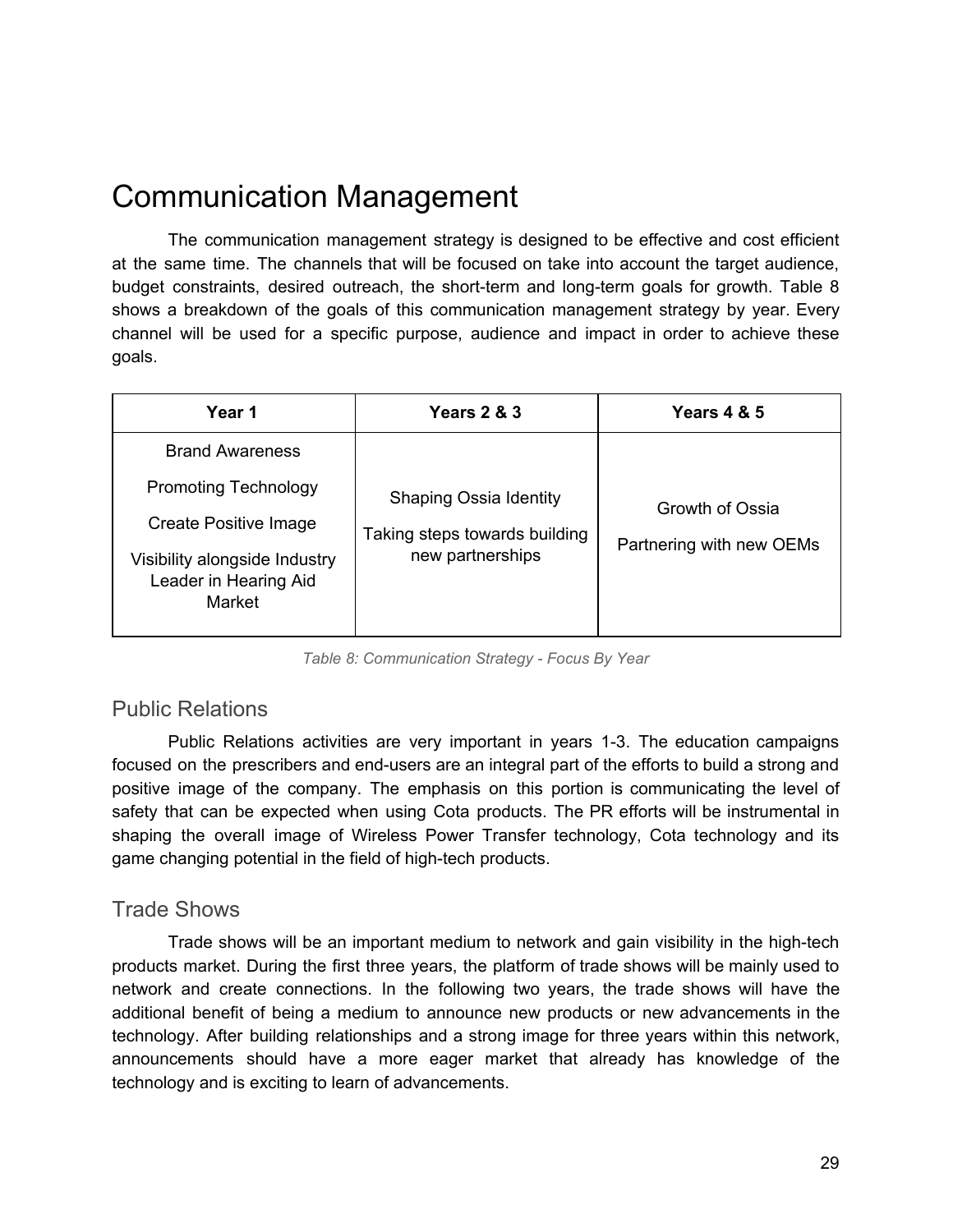# Communication Management

The communication management strategy is designed to be effective and cost efficient at the same time. The channels that will be focused on take into account the target audience, budget constraints, desired outreach, the short-term and long-term goals for growth. Table 8 shows a breakdown of the goals of this communication management strategy by year. Every channel will be used for a specific purpose, audience and impact in order to achieve these goals.

| Year 1 | Years 2 & 3 | Years 4 & 5 |
| --- | --- | --- |
| Brand Awareness<br>Promoting Technology<br>Create Positive Image<br>Visibility alongside Industry Leader in Hearing Aid Market | Shaping Ossia Identity<br>Taking steps towards building new partnerships | Growth of Ossia<br>Partnering with new OEMs |

*Table 8: Communication Strategy - Focus By Year*

## Public Relations

Public Relations activities are very important in years 1-3. The education campaigns focused on the prescribers and end-users are an integral part of the efforts to build a strong and positive image of the company. The emphasis on this portion is communicating the level of safety that can be expected when using Cota products. The PR efforts will be instrumental in shaping the overall image of Wireless Power Transfer technology, Cota technology and its game changing potential in the field of high-tech products.

## Trade Shows

Trade shows will be an important medium to network and gain visibility in the high-tech products market. During the first three years, the platform of trade shows will be mainly used to network and create connections. In the following two years, the trade shows will have the additional benefit of being a medium to announce new products or new advancements in the technology. After building relationships and a strong image for three years within this network, announcements should have a more eager market that already has knowledge of the technology and is exciting to learn of advancements.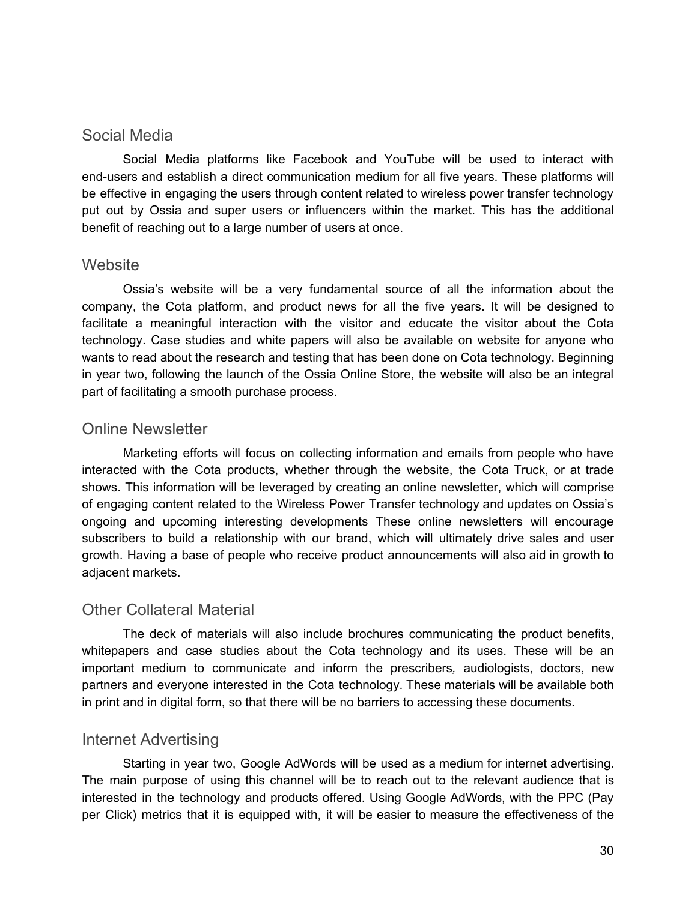## Social Media

Social Media platforms like Facebook and YouTube will be used to interact with end-users and establish a direct communication medium for all five years. These platforms will be effective in engaging the users through content related to wireless power transfer technology put out by Ossia and super users or influencers within the market. This has the additional benefit of reaching out to a large number of users at once.

## Website

Ossia's website will be a very fundamental source of all the information about the company, the Cota platform, and product news for all the five years. It will be designed to facilitate a meaningful interaction with the visitor and educate the visitor about the Cota technology. Case studies and white papers will also be available on website for anyone who wants to read about the research and testing that has been done on Cota technology. Beginning in year two, following the launch of the Ossia Online Store, the website will also be an integral part of facilitating a smooth purchase process.

## Online Newsletter

Marketing efforts will focus on collecting information and emails from people who have interacted with the Cota products, whether through the website, the Cota Truck, or at trade shows. This information will be leveraged by creating an online newsletter, which will comprise of engaging content related to the Wireless Power Transfer technology and updates on Ossia's ongoing and upcoming interesting developments These online newsletters will encourage subscribers to build a relationship with our brand, which will ultimately drive sales and user growth. Having a base of people who receive product announcements will also aid in growth to adjacent markets.

## Other Collateral Material

The deck of materials will also include brochures communicating the product benefits, whitepapers and case studies about the Cota technology and its uses. These will be an important medium to communicate and inform the prescribers*,* audiologists, doctors, new partners and everyone interested in the Cota technology. These materials will be available both in print and in digital form, so that there will be no barriers to accessing these documents.

## Internet Advertising

Starting in year two, Google AdWords will be used as a medium for internet advertising. The main purpose of using this channel will be to reach out to the relevant audience that is interested in the technology and products offered. Using Google AdWords, with the PPC (Pay per Click) metrics that it is equipped with, it will be easier to measure the effectiveness of the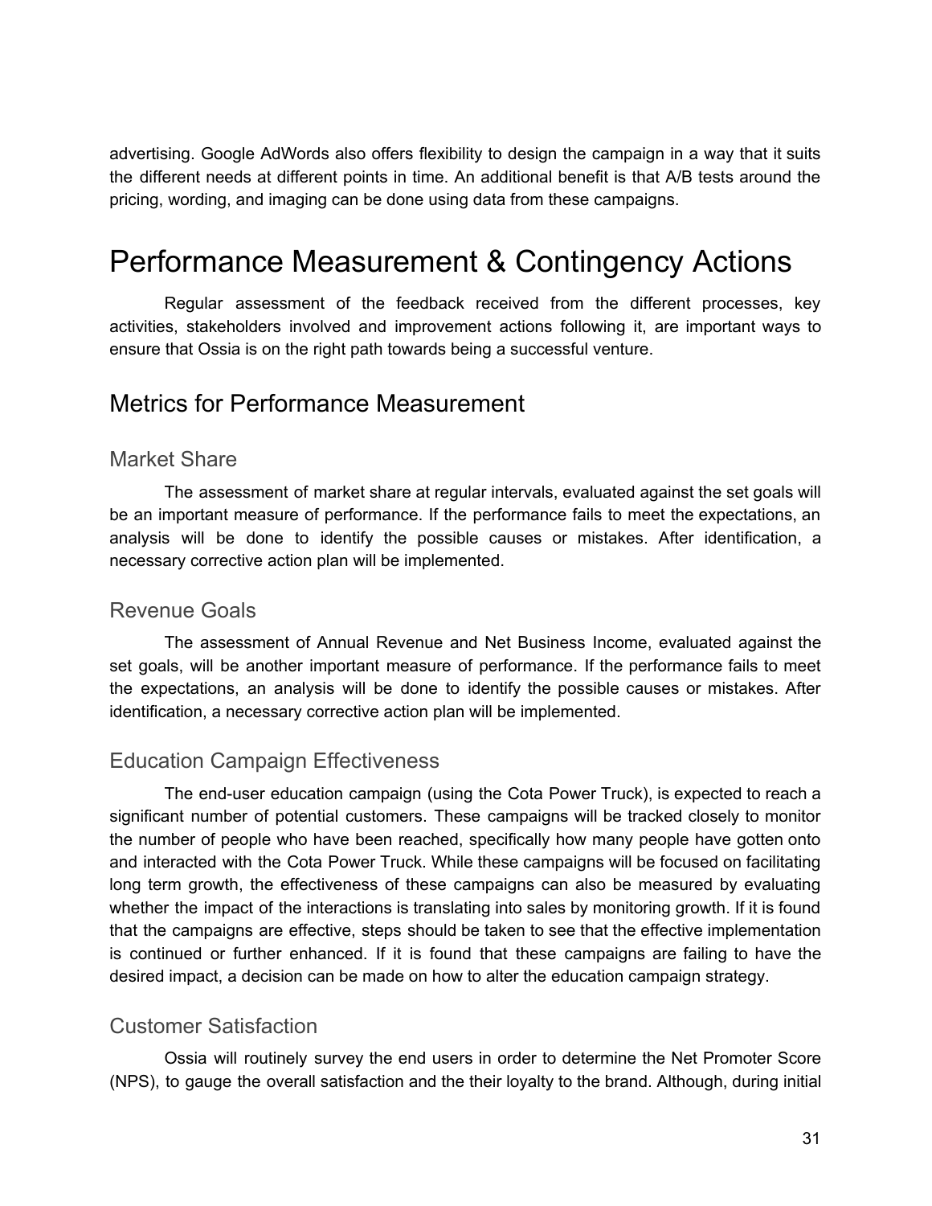advertising. Google AdWords also offers flexibility to design the campaign in a way that it suits the different needs at different points in time. An additional benefit is that A/B tests around the pricing, wording, and imaging can be done using data from these campaigns.

# Performance Measurement & Contingency Actions

Regular assessment of the feedback received from the different processes, key activities, stakeholders involved and improvement actions following it, are important ways to ensure that Ossia is on the right path towards being a successful venture.

## Metrics for Performance Measurement

### Market Share

The assessment of market share at regular intervals, evaluated against the set goals will be an important measure of performance. If the performance fails to meet the expectations, an analysis will be done to identify the possible causes or mistakes. After identification, a necessary corrective action plan will be implemented.

### Revenue Goals

The assessment of Annual Revenue and Net Business Income, evaluated against the set goals, will be another important measure of performance. If the performance fails to meet the expectations, an analysis will be done to identify the possible causes or mistakes. After identification, a necessary corrective action plan will be implemented.

### Education Campaign Effectiveness

The end-user education campaign (using the Cota Power Truck), is expected to reach a significant number of potential customers. These campaigns will be tracked closely to monitor the number of people who have been reached, specifically how many people have gotten onto and interacted with the Cota Power Truck. While these campaigns will be focused on facilitating long term growth, the effectiveness of these campaigns can also be measured by evaluating whether the impact of the interactions is translating into sales by monitoring growth. If it is found that the campaigns are effective, steps should be taken to see that the effective implementation is continued or further enhanced. If it is found that these campaigns are failing to have the desired impact, a decision can be made on how to alter the education campaign strategy.

### Customer Satisfaction

Ossia will routinely survey the end users in order to determine the Net Promoter Score (NPS), to gauge the overall satisfaction and the their loyalty to the brand. Although, during initial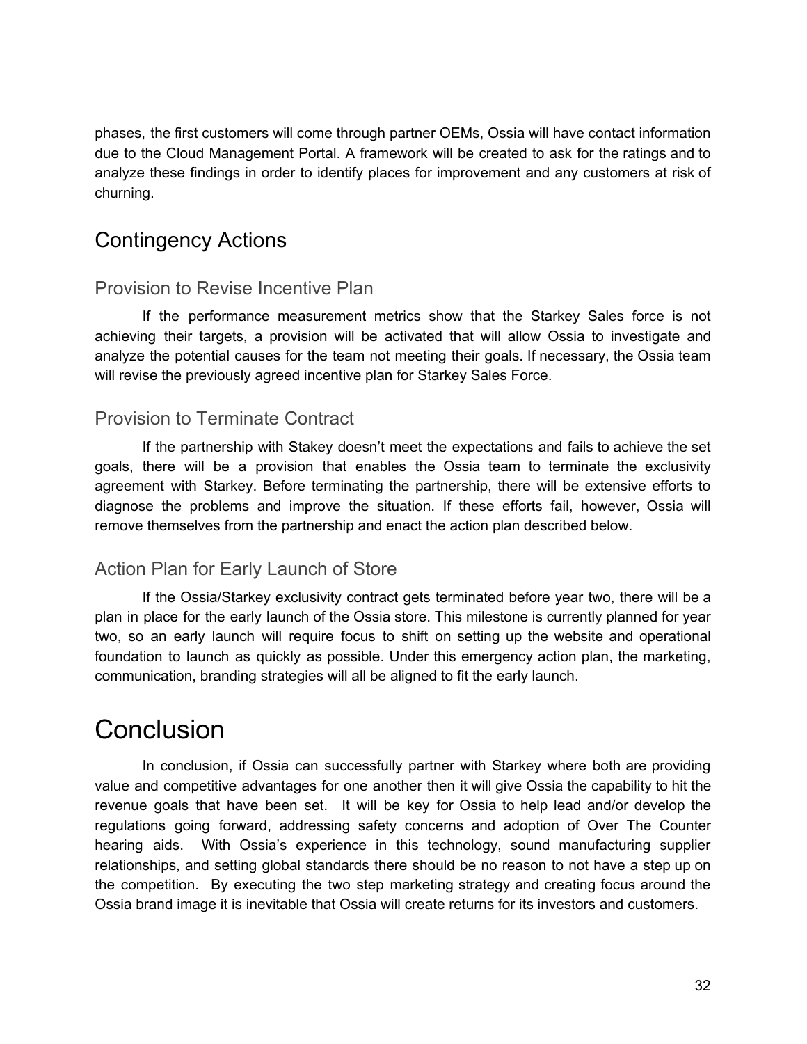phases, the first customers will come through partner OEMs, Ossia will have contact information due to the Cloud Management Portal. A framework will be created to ask for the ratings and to analyze these findings in order to identify places for improvement and any customers at risk of churning.

## Contingency Actions

### Provision to Revise Incentive Plan

If the performance measurement metrics show that the Starkey Sales force is not achieving their targets, a provision will be activated that will allow Ossia to investigate and analyze the potential causes for the team not meeting their goals. If necessary, the Ossia team will revise the previously agreed incentive plan for Starkey Sales Force.

### Provision to Terminate Contract

If the partnership with Stakey doesn't meet the expectations and fails to achieve the set goals, there will be a provision that enables the Ossia team to terminate the exclusivity agreement with Starkey. Before terminating the partnership, there will be extensive efforts to diagnose the problems and improve the situation. If these efforts fail, however, Ossia will remove themselves from the partnership and enact the action plan described below.

### Action Plan for Early Launch of Store

If the Ossia/Starkey exclusivity contract gets terminated before year two, there will be a plan in place for the early launch of the Ossia store. This milestone is currently planned for year two, so an early launch will require focus to shift on setting up the website and operational foundation to launch as quickly as possible. Under this emergency action plan, the marketing, communication, branding strategies will all be aligned to fit the early launch.

# Conclusion

In conclusion, if Ossia can successfully partner with Starkey where both are providing value and competitive advantages for one another then it will give Ossia the capability to hit the revenue goals that have been set. It will be key for Ossia to help lead and/or develop the regulations going forward, addressing safety concerns and adoption of Over The Counter hearing aids. With Ossia's experience in this technology, sound manufacturing supplier relationships, and setting global standards there should be no reason to not have a step up on the competition. By executing the two step marketing strategy and creating focus around the Ossia brand image it is inevitable that Ossia will create returns for its investors and customers.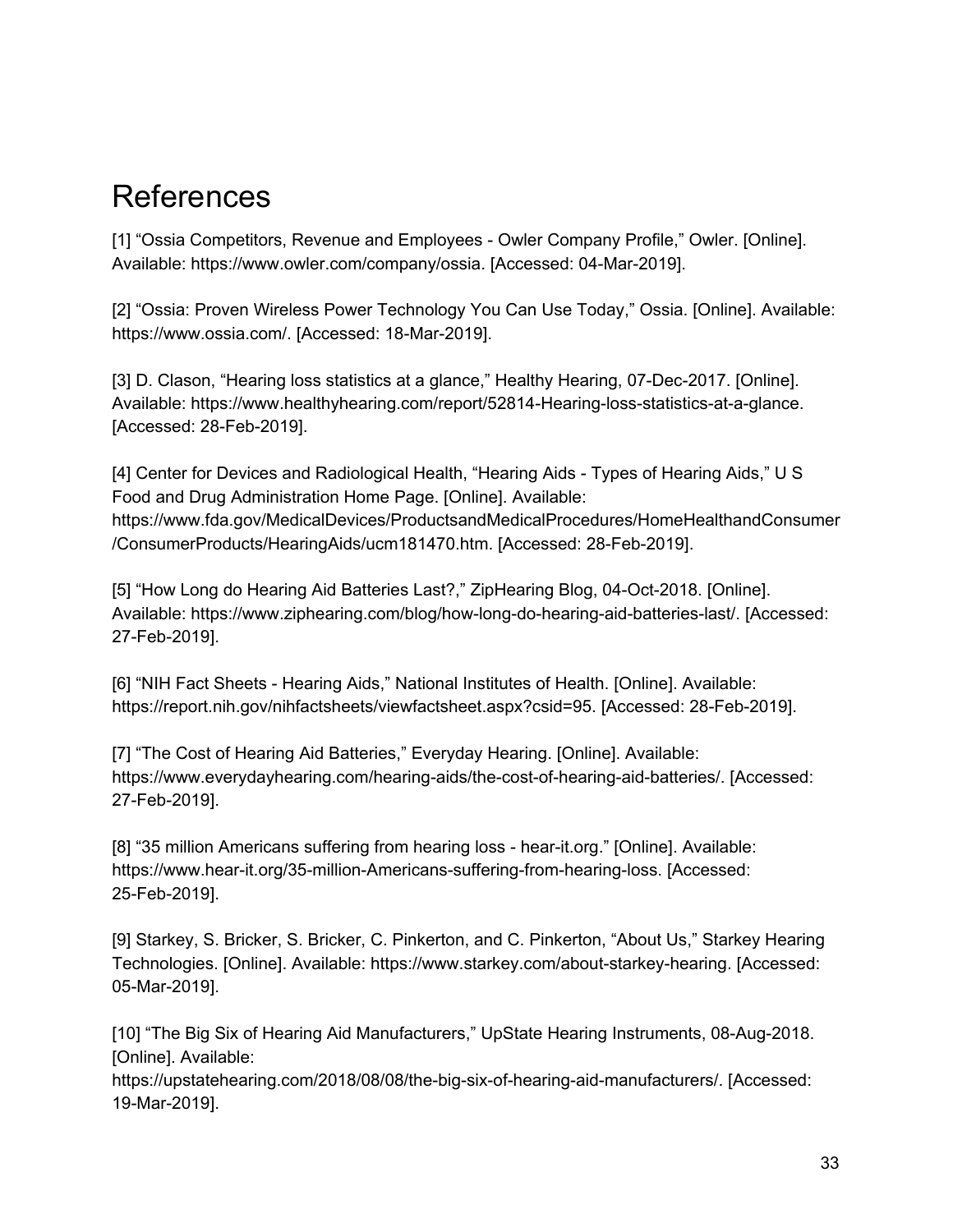# References

[1] “Ossia Competitors, Revenue and Employees - Owler Company Profile,” Owler. [Online]. Available: https://www.owler.com/company/ossia. [Accessed: 04-Mar-2019].

[2] “Ossia: Proven Wireless Power Technology You Can Use Today,” Ossia. [Online]. Available: https://www.ossia.com/. [Accessed: 18-Mar-2019].

[3] D. Clason, “Hearing loss statistics at a glance,” Healthy Hearing, 07-Dec-2017. [Online]. Available: https://www.healthyhearing.com/report/52814-Hearing-loss-statistics-at-a-glance. [Accessed: 28-Feb-2019].

[4] Center for Devices and Radiological Health, “Hearing Aids - Types of Hearing Aids,” U S Food and Drug Administration Home Page. [Online]. Available: https://www.fda.gov/MedicalDevices/ProductsandMedicalProcedures/HomeHealthandConsumer/ConsumerProducts/HearingAids/ucm181470.htm. [Accessed: 28-Feb-2019].

[5] “How Long do Hearing Aid Batteries Last?,” ZipHearing Blog, 04-Oct-2018. [Online]. Available: https://www.ziphearing.com/blog/how-long-do-hearing-aid-batteries-last/. [Accessed: 27-Feb-2019].

[6] “NIH Fact Sheets - Hearing Aids,” National Institutes of Health. [Online]. Available: https://report.nih.gov/nihfactsheets/viewfactsheet.aspx?csid=95. [Accessed: 28-Feb-2019].

[7] “The Cost of Hearing Aid Batteries,” Everyday Hearing. [Online]. Available: https://www.everydayhearing.com/hearing-aids/the-cost-of-hearing-aid-batteries/. [Accessed: 27-Feb-2019].

[8] “35 million Americans suffering from hearing loss - hear-it.org.” [Online]. Available: https://www.hear-it.org/35-million-Americans-suffering-from-hearing-loss. [Accessed: 25-Feb-2019].

[9] Starkey, S. Bricker, S. Bricker, C. Pinkerton, and C. Pinkerton, “About Us,” Starkey Hearing Technologies. [Online]. Available: https://www.starkey.com/about-starkey-hearing. [Accessed: 05-Mar-2019].

[10] “The Big Six of Hearing Aid Manufacturers,” UpState Hearing Instruments, 08-Aug-2018. [Online]. Available: https://upstatehearing.com/2018/08/08/the-big-six-of-hearing-aid-manufacturers/. [Accessed: 19-Mar-2019].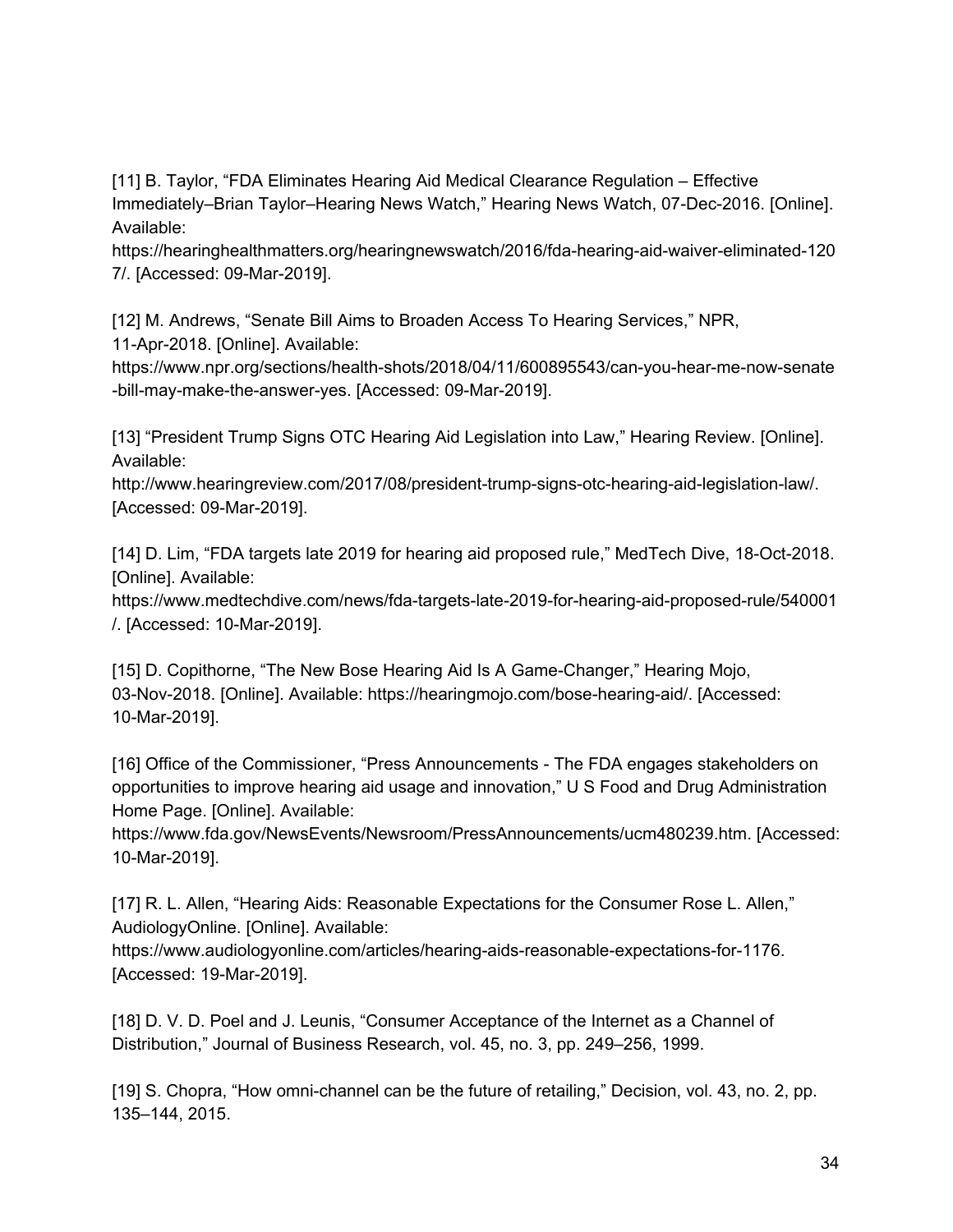[11] B. Taylor, "FDA Eliminates Hearing Aid Medical Clearance Regulation – Effective Immediately–Brian Taylor–Hearing News Watch," Hearing News Watch, 07-Dec-2016. [Online]. Available: https://hearinghealthmatters.org/hearingnewswatch/2016/fda-hearing-aid-waiver-eliminated-1207/. [Accessed: 09-Mar-2019].

[12] M. Andrews, "Senate Bill Aims to Broaden Access To Hearing Services," NPR, 11-Apr-2018. [Online]. Available: https://www.npr.org/sections/health-shots/2018/04/11/600895543/can-you-hear-me-now-senate-bill-may-make-the-answer-yes. [Accessed: 09-Mar-2019].

[13] "President Trump Signs OTC Hearing Aid Legislation into Law," Hearing Review. [Online]. Available: http://www.hearingreview.com/2017/08/president-trump-signs-otc-hearing-aid-legislation-law/. [Accessed: 09-Mar-2019].

[14] D. Lim, "FDA targets late 2019 for hearing aid proposed rule," MedTech Dive, 18-Oct-2018. [Online]. Available: https://www.medtechdive.com/news/fda-targets-late-2019-for-hearing-aid-proposed-rule/540001/. [Accessed: 10-Mar-2019].

[15] D. Copithorne, "The New Bose Hearing Aid Is A Game-Changer," Hearing Mojo, 03-Nov-2018. [Online]. Available: https://hearingmojo.com/bose-hearing-aid/. [Accessed: 10-Mar-2019].

[16] Office of the Commissioner, "Press Announcements - The FDA engages stakeholders on opportunities to improve hearing aid usage and innovation," U S Food and Drug Administration Home Page. [Online]. Available: https://www.fda.gov/NewsEvents/Newsroom/PressAnnouncements/ucm480239.htm. [Accessed: 10-Mar-2019].

[17] R. L. Allen, "Hearing Aids: Reasonable Expectations for the Consumer Rose L. Allen," AudiologyOnline. [Online]. Available: https://www.audiologyonline.com/articles/hearing-aids-reasonable-expectations-for-1176. [Accessed: 19-Mar-2019].

[18] D. V. D. Poel and J. Leunis, "Consumer Acceptance of the Internet as a Channel of Distribution," Journal of Business Research, vol. 45, no. 3, pp. 249–256, 1999.

[19] S. Chopra, "How omni-channel can be the future of retailing," Decision, vol. 43, no. 2, pp. 135–144, 2015.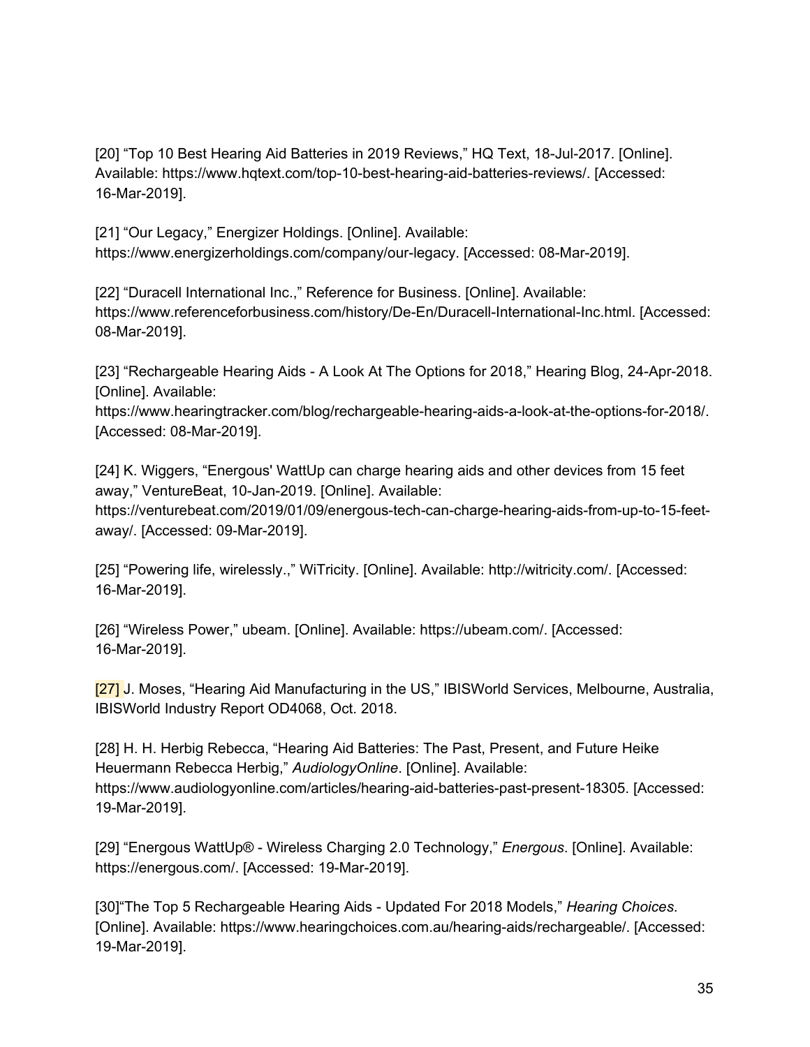[20] “Top 10 Best Hearing Aid Batteries in 2019 Reviews,” HQ Text, 18-Jul-2017. [Online]. Available: https://www.hqtext.com/top-10-best-hearing-aid-batteries-reviews/. [Accessed: 16-Mar-2019].

[21] “Our Legacy,” Energizer Holdings. [Online]. Available: https://www.energizerholdings.com/company/our-legacy. [Accessed: 08-Mar-2019].

[22] “Duracell International Inc.,” Reference for Business. [Online]. Available: https://www.referenceforbusiness.com/history/De-En/Duracell-International-Inc.html. [Accessed: 08-Mar-2019].

[23] “Rechargeable Hearing Aids - A Look At The Options for 2018,” Hearing Blog, 24-Apr-2018. [Online]. Available: https://www.hearingtracker.com/blog/rechargeable-hearing-aids-a-look-at-the-options-for-2018/. [Accessed: 08-Mar-2019].

[24] K. Wiggers, “Energous' WattUp can charge hearing aids and other devices from 15 feet away,” VentureBeat, 10-Jan-2019. [Online]. Available: https://venturebeat.com/2019/01/09/energous-tech-can-charge-hearing-aids-from-up-to-15-feet-away/. [Accessed: 09-Mar-2019].

[25] “Powering life, wirelessly.,” WiTricity. [Online]. Available: http://witricity.com/. [Accessed: 16-Mar-2019].

[26] “Wireless Power,” ubeam. [Online]. Available: https://ubeam.com/. [Accessed: 16-Mar-2019].

[27] J. Moses, “Hearing Aid Manufacturing in the US,” IBISWorld Services, Melbourne, Australia, IBISWorld Industry Report OD4068, Oct. 2018.

[28] H. H. Herbig Rebecca, “Hearing Aid Batteries: The Past, Present, and Future Heike Heuermann Rebecca Herbig,” *AudiologyOnline*. [Online]. Available: https://www.audiologyonline.com/articles/hearing-aid-batteries-past-present-18305. [Accessed: 19-Mar-2019].

[29] “Energous WattUp® - Wireless Charging 2.0 Technology,” *Energous*. [Online]. Available: https://energous.com/. [Accessed: 19-Mar-2019].

[30]“The Top 5 Rechargeable Hearing Aids - Updated For 2018 Models,” *Hearing Choices*. [Online]. Available: https://www.hearingchoices.com.au/hearing-aids/rechargeable/. [Accessed: 19-Mar-2019].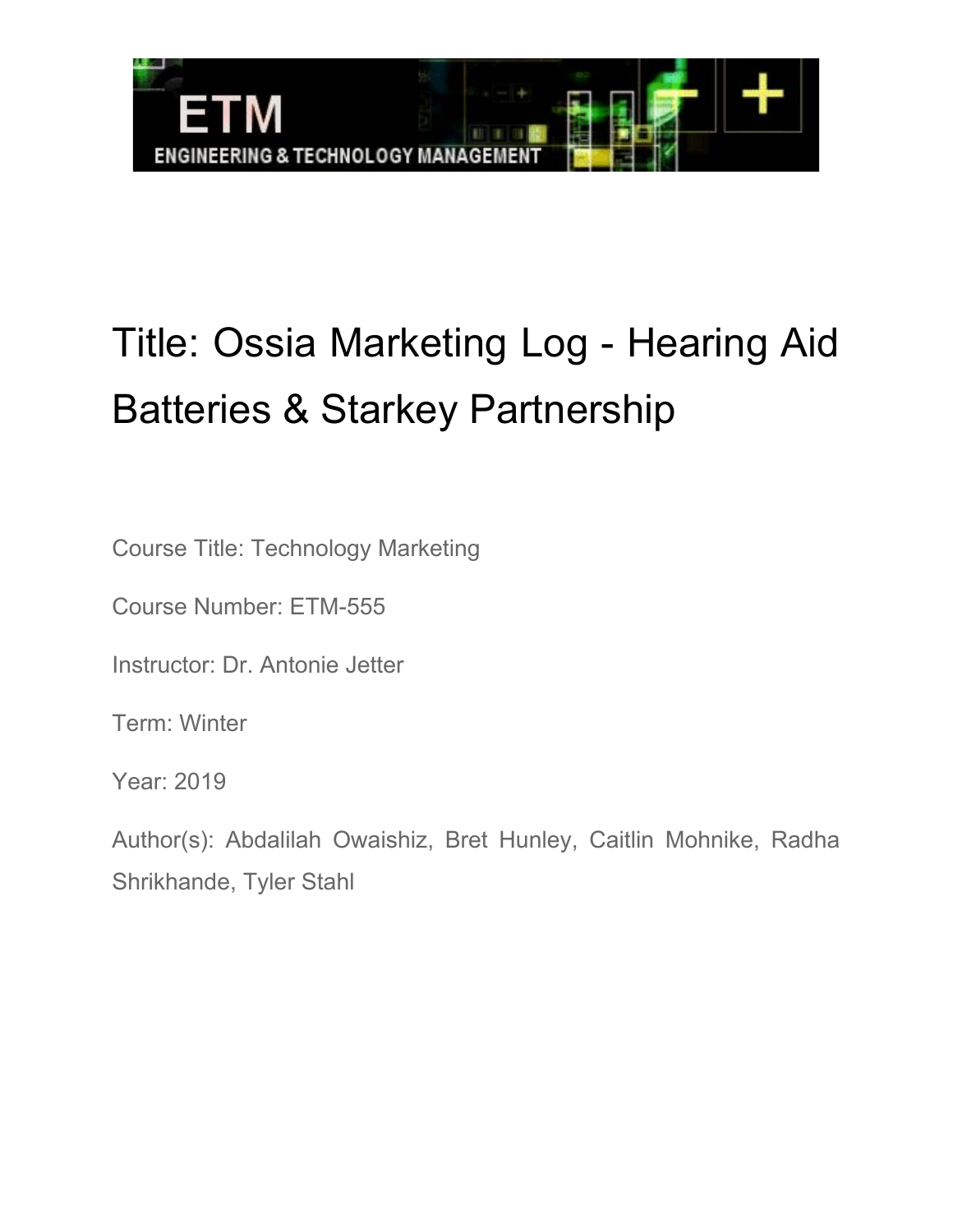ETM

ENGINEERING & TECHNOLOGY MANAGEMENT

# Title: Ossia Marketing Log - Hearing Aid Batteries & Starkey Partnership

Course Title: Technology Marketing

Course Number: ETM-555

Instructor: Dr. Antonie Jetter

Term: Winter

Year: 2019

Author(s): Abdalilah Owaishiz, Bret Hunley, Caitlin Mohnike, Radha Shrikhande, Tyler Stahl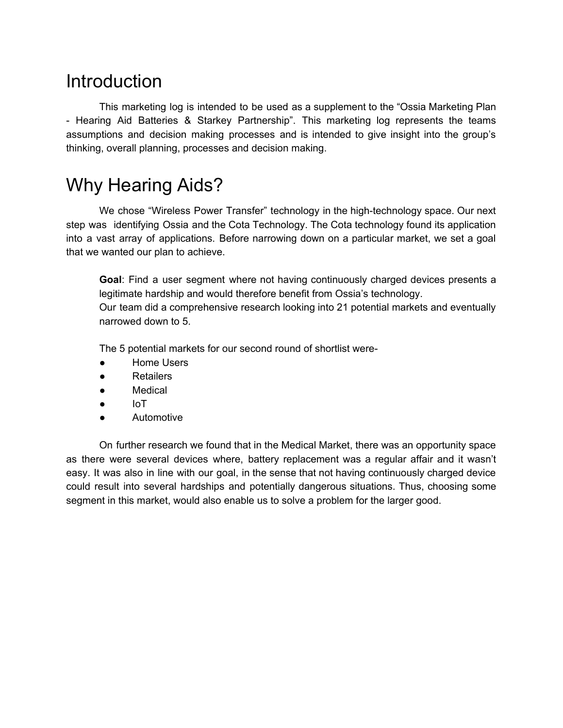# Introduction

This marketing log is intended to be used as a supplement to the "Ossia Marketing Plan - Hearing Aid Batteries & Starkey Partnership". This marketing log represents the teams assumptions and decision making processes and is intended to give insight into the group's thinking, overall planning, processes and decision making.

# Why Hearing Aids?

We chose "Wireless Power Transfer" technology in the high-technology space. Our next step was identifying Ossia and the Cota Technology. The Cota technology found its application into a vast array of applications. Before narrowing down on a particular market, we set a goal that we wanted our plan to achieve.

> **Goal**: Find a user segment where not having continuously charged devices presents a legitimate hardship and would therefore benefit from Ossia's technology.
> Our team did a comprehensive research looking into 21 potential markets and eventually narrowed down to 5.
>
> The 5 potential markets for our second round of shortlist were-
> - Home Users
> - Retailers
> - Medical
> - IoT
> - Automotive

On further research we found that in the Medical Market, there was an opportunity space as there were several devices where, battery replacement was a regular affair and it wasn't easy. It was also in line with our goal, in the sense that not having continuously charged device could result into several hardships and potentially dangerous situations. Thus, choosing some segment in this market, would also enable us to solve a problem for the larger good.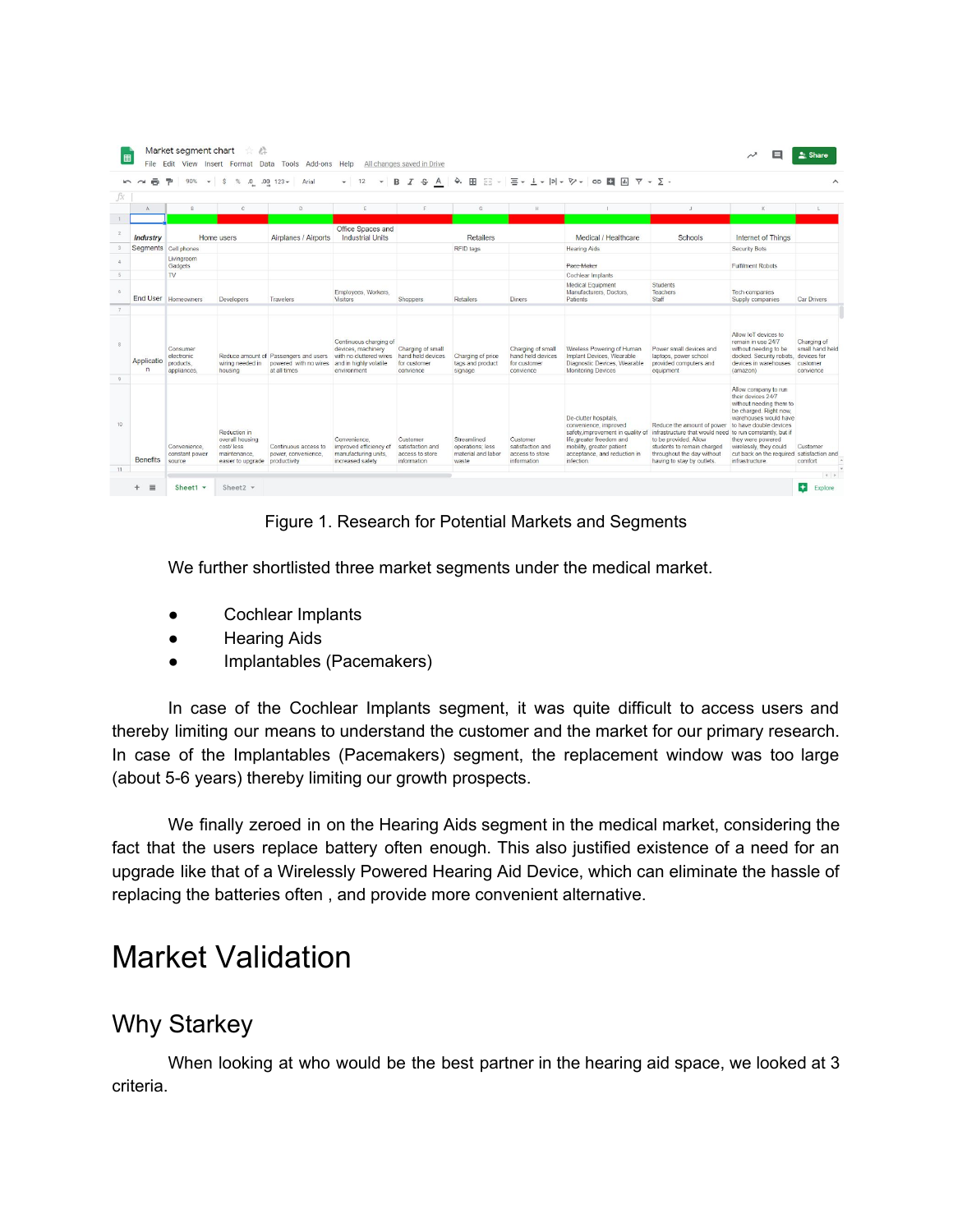| Industry | Home users | | Airplanes / Airports | Office Spaces and Industrial Units | | Retailers | | Medical / Healthcare | Schools | Internet of Things | |
|---|---|---|---|---|---|---|---|---|---|---|---|
| Segments | Cell phones | | | | | RFID tags | | Hearing Aids | | Security Bots | |
| | Livingroom Gadgets | | | | | | | Pace Maker | | Fulfillment Robots | |
| | TV | | | | | | | Cochlear Implants | | | |
| End User | Homeowners | Developers | Travelers | Employees, Workers, Visitors | Shoppers | Retailers | Diners | Medical Equipment Manufacturers, Doctors, Patients | Students Teachers Staff | Tech companies Supply companies | Car Drivers |
| Application | Consumer electronic products, appliances, | Reduce amount of wiring needed in housing | Passengers and users powered with no wires at all times | Continuous charging of devices, machinery with no cluttered wires and in highly volatile environment | Charging of small hand held devices for customer convience | Charging of price tags and product signage | Charging of small hand held devices for customer convience | Wireless Powering of Human Implant Devices, Wearable Diagnostic Devices, Wearable Monitoring Devices | Power small devices and laptops, power school provided computers and equipment | Allow IoT devices to remain in use 24/7 without needing to be docked. Security robots, devices in warehouses (amazon) | Charging of small hand held devices for customer convience |
| Benefits | Convenience, constant power source | Reduction in overall housing cost/ less maintenance, easier to upgrade | Continuous access to power, convenience, productivity | Convenience, improved efficiency of manufacturing units, increased safety | Customer satisfaction and access to store information | Streamlined operations; less material and labor waste | Customer satisfaction and access to store information | De-clutter hospitals, convenience, improved safety,improvement in quality of life,greater freedom and mobility, greater patient acceptance, and reduction in infection | Reduce the amount of power infrastructure that would need to be provided. Allow students to remain charged throughout the day without having to stay by outlets. | Allow company to run their devices 24/7 without needing them to be charged. Right now, warehouses would have to have double devices to run constantly, but if they were powered wirelessly, they could cut back on the required infrastructure | Customer satisfaction and comfort |

Figure 1. Research for Potential Markets and Segments

We further shortlisted three market segments under the medical market.

- Cochlear Implants
- Hearing Aids
- Implantables (Pacemakers)

In case of the Cochlear Implants segment, it was quite difficult to access users and thereby limiting our means to understand the customer and the market for our primary research. In case of the Implantables (Pacemakers) segment, the replacement window was too large (about 5-6 years) thereby limiting our growth prospects.

We finally zeroed in on the Hearing Aids segment in the medical market, considering the fact that the users replace battery often enough. This also justified existence of a need for an upgrade like that of a Wirelessly Powered Hearing Aid Device, which can eliminate the hassle of replacing the batteries often , and provide more convenient alternative.

# Market Validation

## Why Starkey

When looking at who would be the best partner in the hearing aid space, we looked at 3 criteria.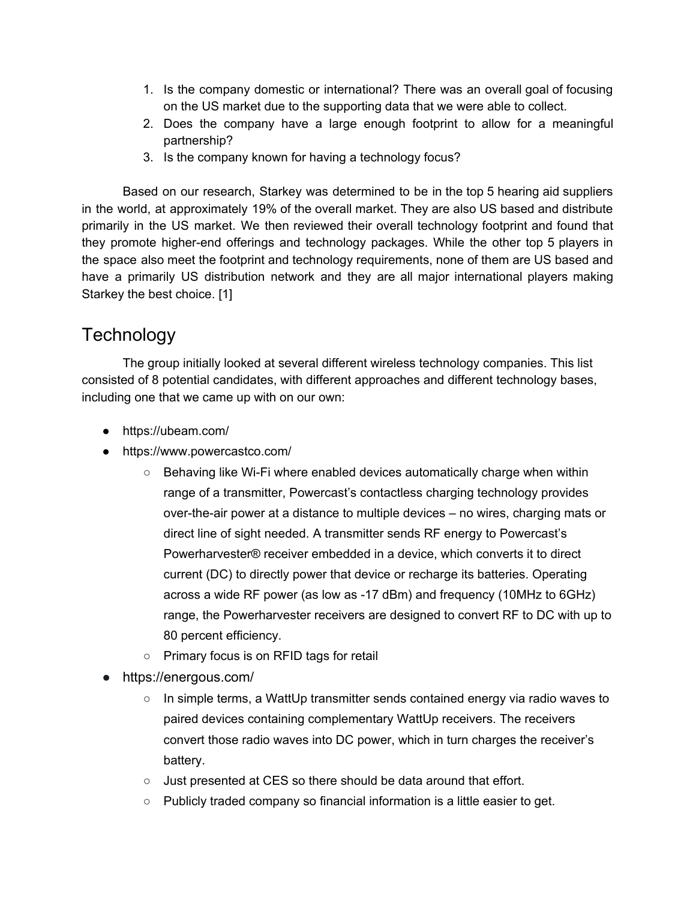1. Is the company domestic or international? There was an overall goal of focusing on the US market due to the supporting data that we were able to collect.
2. Does the company have a large enough footprint to allow for a meaningful partnership?
3. Is the company known for having a technology focus?

Based on our research, Starkey was determined to be in the top 5 hearing aid suppliers in the world, at approximately 19% of the overall market. They are also US based and distribute primarily in the US market. We then reviewed their overall technology footprint and found that they promote higher-end offerings and technology packages. While the other top 5 players in the space also meet the footprint and technology requirements, none of them are US based and have a primarily US distribution network and they are all major international players making Starkey the best choice. [1]

## Technology

The group initially looked at several different wireless technology companies. This list consisted of 8 potential candidates, with different approaches and different technology bases, including one that we came up with on our own:

- https://ubeam.com/
- https://www.powercastco.com/
  - Behaving like Wi-Fi where enabled devices automatically charge when within range of a transmitter, Powercast's contactless charging technology provides over-the-air power at a distance to multiple devices – no wires, charging mats or direct line of sight needed. A transmitter sends RF energy to Powercast's Powerharvester® receiver embedded in a device, which converts it to direct current (DC) to directly power that device or recharge its batteries. Operating across a wide RF power (as low as -17 dBm) and frequency (10MHz to 6GHz) range, the Powerharvester receivers are designed to convert RF to DC with up to 80 percent efficiency.
  - Primary focus is on RFID tags for retail
- https://energous.com/
  - In simple terms, a WattUp transmitter sends contained energy via radio waves to paired devices containing complementary WattUp receivers. The receivers convert those radio waves into DC power, which in turn charges the receiver's battery.
  - Just presented at CES so there should be data around that effort.
  - Publicly traded company so financial information is a little easier to get.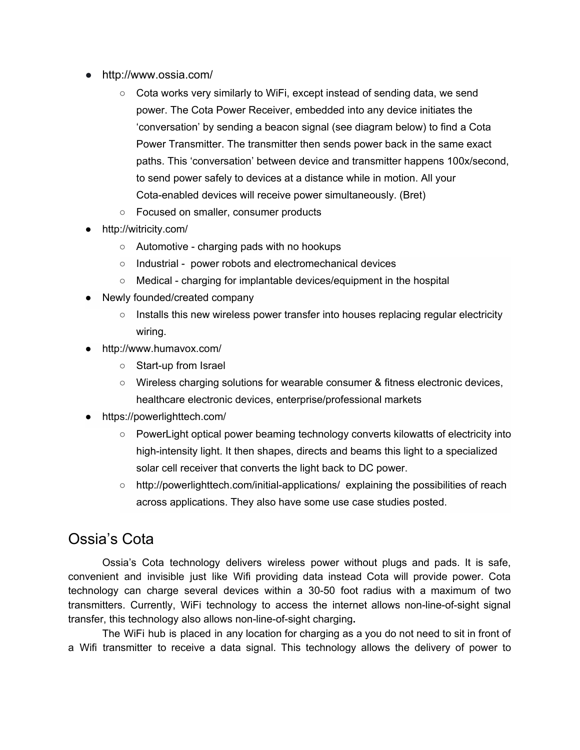- http://www.ossia.com/
    - Cota works very similarly to WiFi, except instead of sending data, we send power. The Cota Power Receiver, embedded into any device initiates the 'conversation' by sending a beacon signal (see diagram below) to find a Cota Power Transmitter. The transmitter then sends power back in the same exact paths. This 'conversation' between device and transmitter happens 100x/second, to send power safely to devices at a distance while in motion. All your Cota-enabled devices will receive power simultaneously. (Bret)
    - Focused on smaller, consumer products
- http://witricity.com/
    - Automotive - charging pads with no hookups
    - Industrial - power robots and electromechanical devices
    - Medical - charging for implantable devices/equipment in the hospital
- Newly founded/created company
    - Installs this new wireless power transfer into houses replacing regular electricity wiring.
- http://www.humavox.com/
    - Start-up from Israel
    - Wireless charging solutions for wearable consumer & fitness electronic devices, healthcare electronic devices, enterprise/professional markets
- https://powerlighttech.com/
    - PowerLight optical power beaming technology converts kilowatts of electricity into high-intensity light. It then shapes, directs and beams this light to a specialized solar cell receiver that converts the light back to DC power.
    - http://powerlighttech.com/initial-applications/ explaining the possibilities of reach across applications. They also have some use case studies posted.

## Ossia's Cota

Ossia's Cota technology delivers wireless power without plugs and pads. It is safe, convenient and invisible just like Wifi providing data instead Cota will provide power. Cota technology can charge several devices within a 30-50 foot radius with a maximum of two transmitters. Currently, WiFi technology to access the internet allows non-line-of-sight signal transfer, this technology also allows non-line-of-sight charging**.**

The WiFi hub is placed in any location for charging as a you do not need to sit in front of a Wifi transmitter to receive a data signal. This technology allows the delivery of power to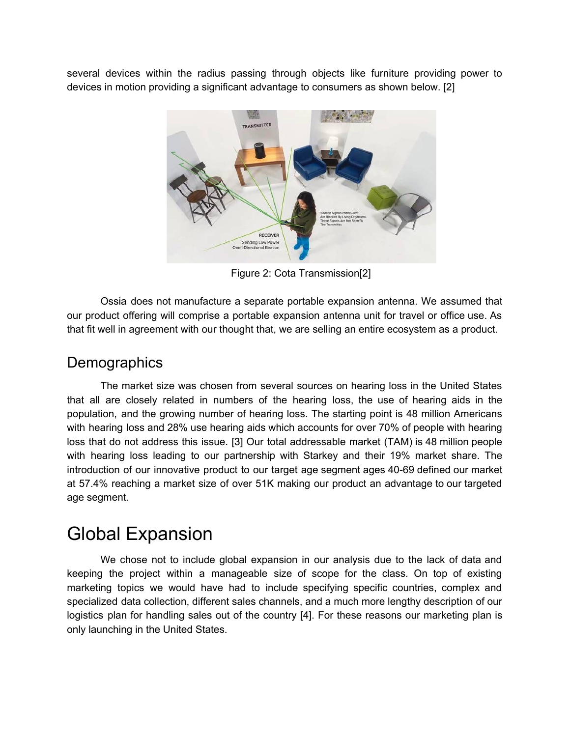several devices within the radius passing through objects like furniture providing power to devices in motion providing a significant advantage to consumers as shown below. [2]

Figure 2: Cota Transmission[2]

Ossia does not manufacture a separate portable expansion antenna. We assumed that our product offering will comprise a portable expansion antenna unit for travel or office use. As that fit well in agreement with our thought that, we are selling an entire ecosystem as a product.

## Demographics

The market size was chosen from several sources on hearing loss in the United States that all are closely related in numbers of the hearing loss, the use of hearing aids in the population, and the growing number of hearing loss. The starting point is 48 million Americans with hearing loss and 28% use hearing aids which accounts for over 70% of people with hearing loss that do not address this issue. [3] Our total addressable market (TAM) is 48 million people with hearing loss leading to our partnership with Starkey and their 19% market share. The introduction of our innovative product to our target age segment ages 40-69 defined our market at 57.4% reaching a market size of over 51K making our product an advantage to our targeted age segment.

# Global Expansion

We chose not to include global expansion in our analysis due to the lack of data and keeping the project within a manageable size of scope for the class. On top of existing marketing topics we would have had to include specifying specific countries, complex and specialized data collection, different sales channels, and a much more lengthy description of our logistics plan for handling sales out of the country [4]. For these reasons our marketing plan is only launching in the United States.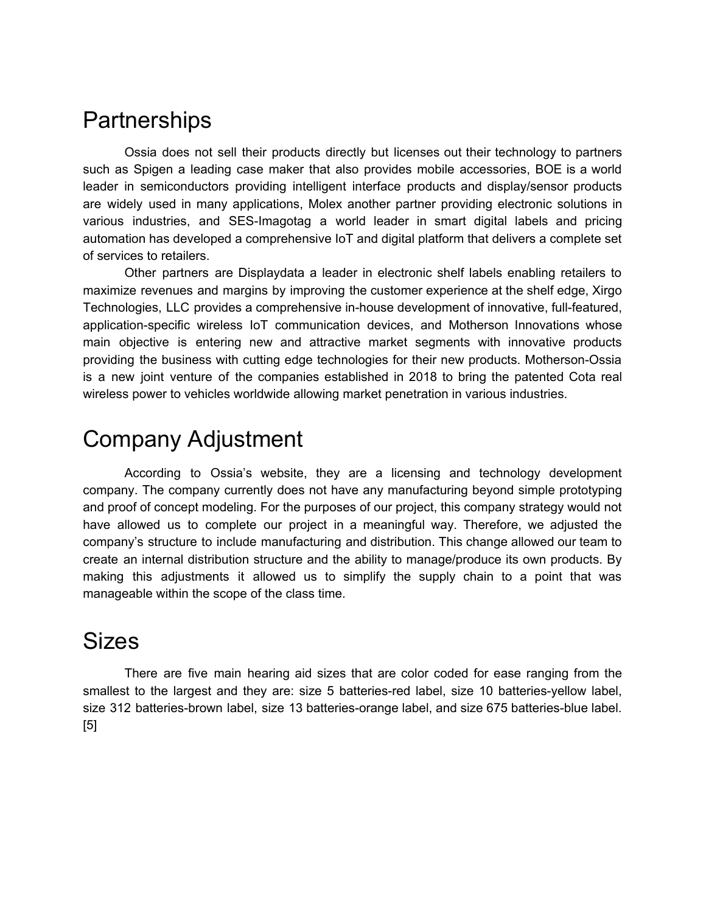# Partnerships

Ossia does not sell their products directly but licenses out their technology to partners such as Spigen a leading case maker that also provides mobile accessories, BOE is a world leader in semiconductors providing intelligent interface products and display/sensor products are widely used in many applications, Molex another partner providing electronic solutions in various industries, and SES-Imagotag a world leader in smart digital labels and pricing automation has developed a comprehensive IoT and digital platform that delivers a complete set of services to retailers.

Other partners are Displaydata a leader in electronic shelf labels enabling retailers to maximize revenues and margins by improving the customer experience at the shelf edge, Xirgo Technologies, LLC provides a comprehensive in-house development of innovative, full-featured, application-specific wireless IoT communication devices, and Motherson Innovations whose main objective is entering new and attractive market segments with innovative products providing the business with cutting edge technologies for their new products. Motherson-Ossia is a new joint venture of the companies established in 2018 to bring the patented Cota real wireless power to vehicles worldwide allowing market penetration in various industries.

# Company Adjustment

According to Ossia's website, they are a licensing and technology development company. The company currently does not have any manufacturing beyond simple prototyping and proof of concept modeling. For the purposes of our project, this company strategy would not have allowed us to complete our project in a meaningful way. Therefore, we adjusted the company's structure to include manufacturing and distribution. This change allowed our team to create an internal distribution structure and the ability to manage/produce its own products. By making this adjustments it allowed us to simplify the supply chain to a point that was manageable within the scope of the class time.

# Sizes

There are five main hearing aid sizes that are color coded for ease ranging from the smallest to the largest and they are: size 5 batteries-red label, size 10 batteries-yellow label, size 312 batteries-brown label, size 13 batteries-orange label, and size 675 batteries-blue label. [5]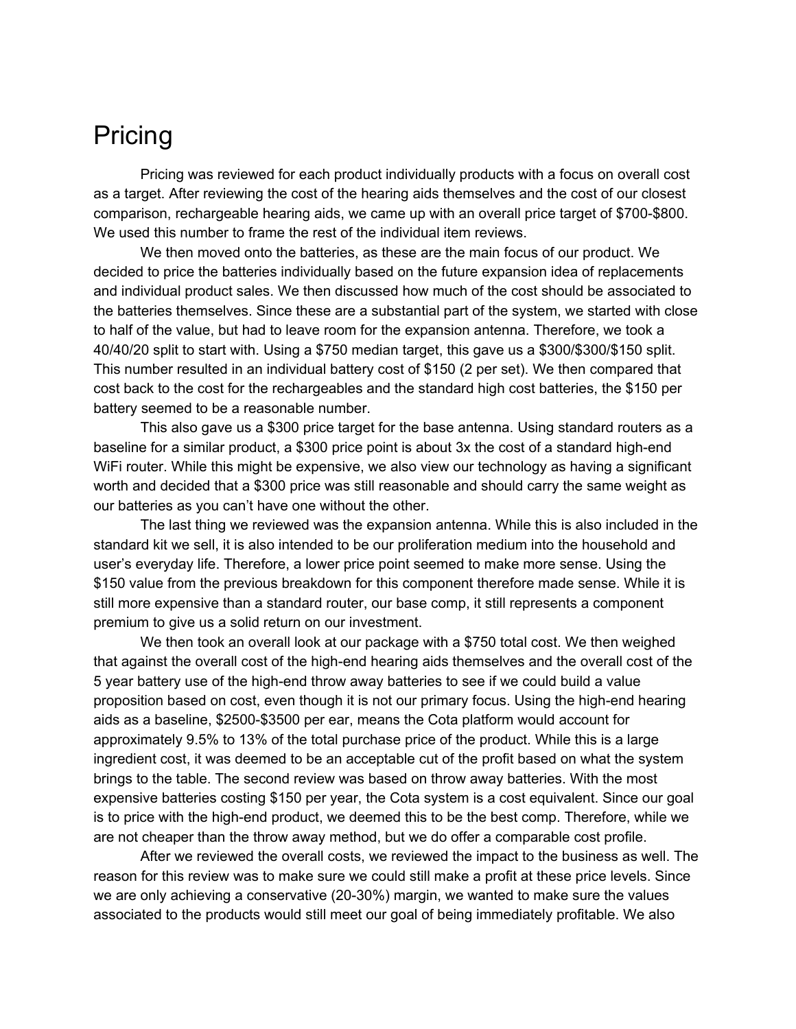# Pricing

Pricing was reviewed for each product individually products with a focus on overall cost as a target. After reviewing the cost of the hearing aids themselves and the cost of our closest comparison, rechargeable hearing aids, we came up with an overall price target of $700-$800. We used this number to frame the rest of the individual item reviews.

We then moved onto the batteries, as these are the main focus of our product. We decided to price the batteries individually based on the future expansion idea of replacements and individual product sales. We then discussed how much of the cost should be associated to the batteries themselves. Since these are a substantial part of the system, we started with close to half of the value, but had to leave room for the expansion antenna. Therefore, we took a 40/40/20 split to start with. Using a $750 median target, this gave us a $300/$300/$150 split. This number resulted in an individual battery cost of $150 (2 per set). We then compared that cost back to the cost for the rechargeables and the standard high cost batteries, the $150 per battery seemed to be a reasonable number.

This also gave us a $300 price target for the base antenna. Using standard routers as a baseline for a similar product, a $300 price point is about 3x the cost of a standard high-end WiFi router. While this might be expensive, we also view our technology as having a significant worth and decided that a $300 price was still reasonable and should carry the same weight as our batteries as you can't have one without the other.

The last thing we reviewed was the expansion antenna. While this is also included in the standard kit we sell, it is also intended to be our proliferation medium into the household and user's everyday life. Therefore, a lower price point seemed to make more sense. Using the $150 value from the previous breakdown for this component therefore made sense. While it is still more expensive than a standard router, our base comp, it still represents a component premium to give us a solid return on our investment.

We then took an overall look at our package with a $750 total cost. We then weighed that against the overall cost of the high-end hearing aids themselves and the overall cost of the 5 year battery use of the high-end throw away batteries to see if we could build a value proposition based on cost, even though it is not our primary focus. Using the high-end hearing aids as a baseline, $2500-$3500 per ear, means the Cota platform would account for approximately 9.5% to 13% of the total purchase price of the product. While this is a large ingredient cost, it was deemed to be an acceptable cut of the profit based on what the system brings to the table. The second review was based on throw away batteries. With the most expensive batteries costing $150 per year, the Cota system is a cost equivalent. Since our goal is to price with the high-end product, we deemed this to be the best comp. Therefore, while we are not cheaper than the throw away method, but we do offer a comparable cost profile.

After we reviewed the overall costs, we reviewed the impact to the business as well. The reason for this review was to make sure we could still make a profit at these price levels. Since we are only achieving a conservative (20-30%) margin, we wanted to make sure the values associated to the products would still meet our goal of being immediately profitable. We also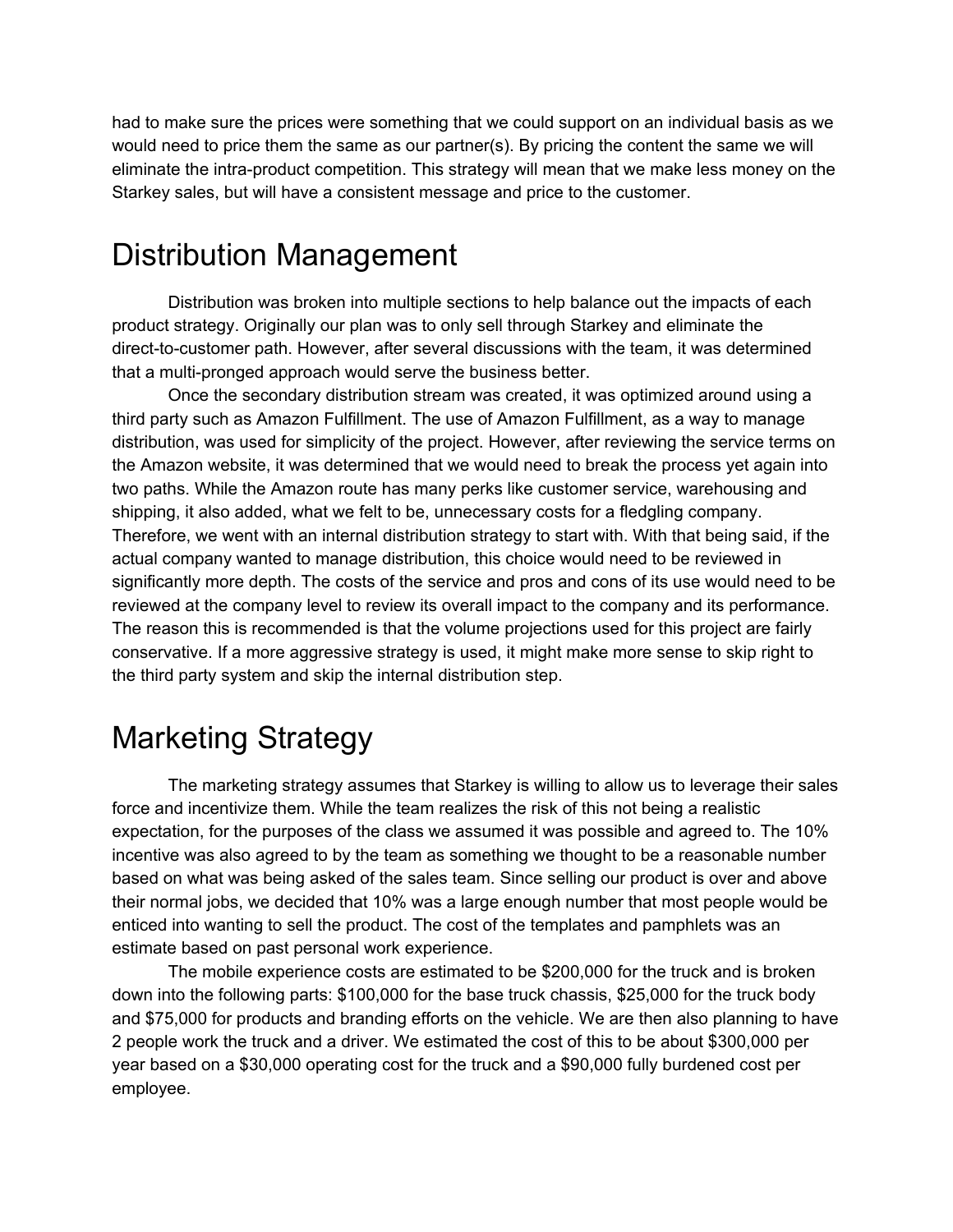had to make sure the prices were something that we could support on an individual basis as we would need to price them the same as our partner(s). By pricing the content the same we will eliminate the intra-product competition. This strategy will mean that we make less money on the Starkey sales, but will have a consistent message and price to the customer.

# Distribution Management

Distribution was broken into multiple sections to help balance out the impacts of each product strategy. Originally our plan was to only sell through Starkey and eliminate the direct-to-customer path. However, after several discussions with the team, it was determined that a multi-pronged approach would serve the business better.

Once the secondary distribution stream was created, it was optimized around using a third party such as Amazon Fulfillment. The use of Amazon Fulfillment, as a way to manage distribution, was used for simplicity of the project. However, after reviewing the service terms on the Amazon website, it was determined that we would need to break the process yet again into two paths. While the Amazon route has many perks like customer service, warehousing and shipping, it also added, what we felt to be, unnecessary costs for a fledgling company. Therefore, we went with an internal distribution strategy to start with. With that being said, if the actual company wanted to manage distribution, this choice would need to be reviewed in significantly more depth. The costs of the service and pros and cons of its use would need to be reviewed at the company level to review its overall impact to the company and its performance. The reason this is recommended is that the volume projections used for this project are fairly conservative. If a more aggressive strategy is used, it might make more sense to skip right to the third party system and skip the internal distribution step.

# Marketing Strategy

The marketing strategy assumes that Starkey is willing to allow us to leverage their sales force and incentivize them. While the team realizes the risk of this not being a realistic expectation, for the purposes of the class we assumed it was possible and agreed to. The 10% incentive was also agreed to by the team as something we thought to be a reasonable number based on what was being asked of the sales team. Since selling our product is over and above their normal jobs, we decided that 10% was a large enough number that most people would be enticed into wanting to sell the product. The cost of the templates and pamphlets was an estimate based on past personal work experience.

The mobile experience costs are estimated to be $200,000 for the truck and is broken down into the following parts: $100,000 for the base truck chassis, $25,000 for the truck body and $75,000 for products and branding efforts on the vehicle. We are then also planning to have 2 people work the truck and a driver. We estimated the cost of this to be about $300,000 per year based on a $30,000 operating cost for the truck and a $90,000 fully burdened cost per employee.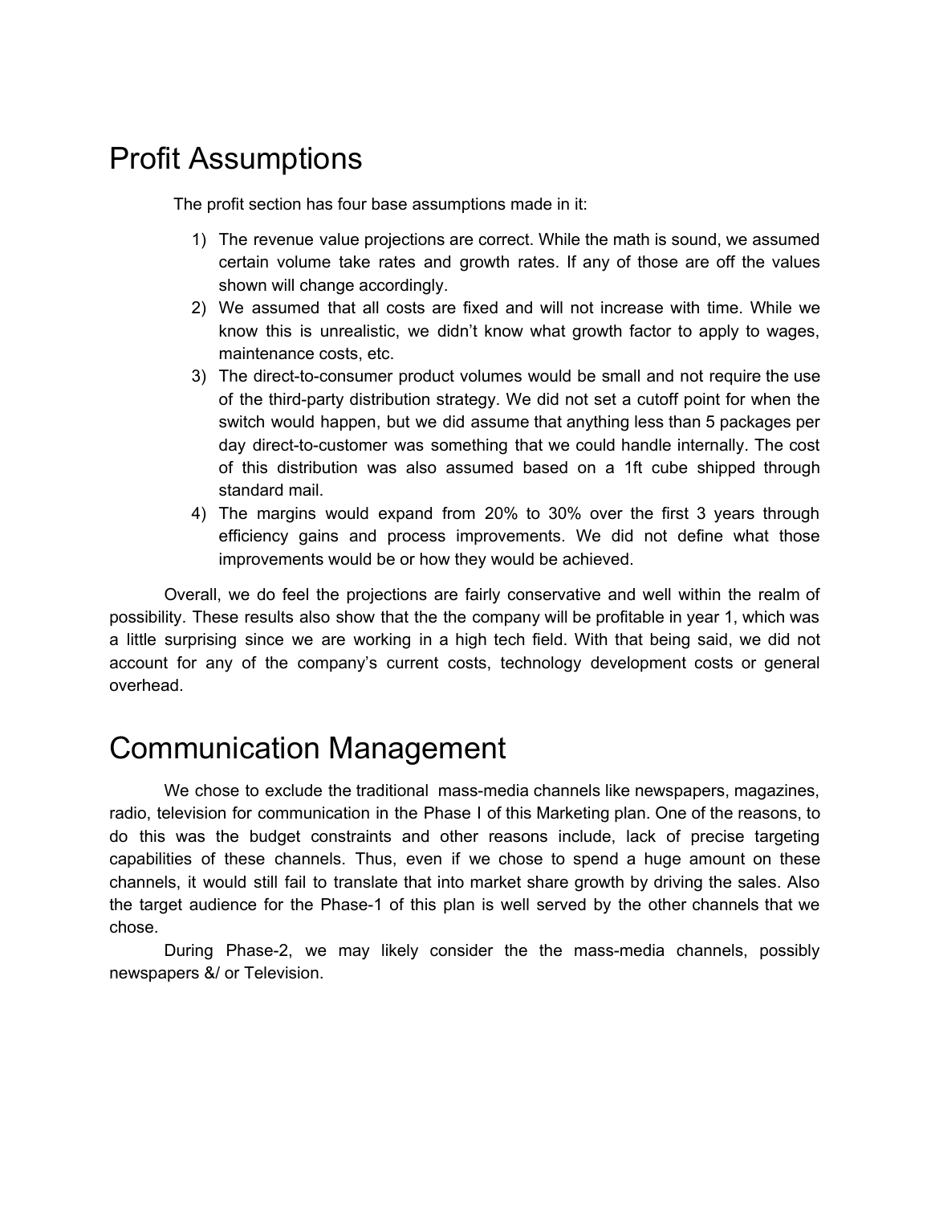# Profit Assumptions

The profit section has four base assumptions made in it:

1) The revenue value projections are correct. While the math is sound, we assumed certain volume take rates and growth rates. If any of those are off the values shown will change accordingly.
2) We assumed that all costs are fixed and will not increase with time. While we know this is unrealistic, we didn't know what growth factor to apply to wages, maintenance costs, etc.
3) The direct-to-consumer product volumes would be small and not require the use of the third-party distribution strategy. We did not set a cutoff point for when the switch would happen, but we did assume that anything less than 5 packages per day direct-to-customer was something that we could handle internally. The cost of this distribution was also assumed based on a 1ft cube shipped through standard mail.
4) The margins would expand from 20% to 30% over the first 3 years through efficiency gains and process improvements. We did not define what those improvements would be or how they would be achieved.

Overall, we do feel the projections are fairly conservative and well within the realm of possibility. These results also show that the the company will be profitable in year 1, which was a little surprising since we are working in a high tech field. With that being said, we did not account for any of the company's current costs, technology development costs or general overhead.

# Communication Management

We chose to exclude the traditional mass-media channels like newspapers, magazines, radio, television for communication in the Phase I of this Marketing plan. One of the reasons, to do this was the budget constraints and other reasons include, lack of precise targeting capabilities of these channels. Thus, even if we chose to spend a huge amount on these channels, it would still fail to translate that into market share growth by driving the sales. Also the target audience for the Phase-1 of this plan is well served by the other channels that we chose.

During Phase-2, we may likely consider the the mass-media channels, possibly newspapers &/ or Television.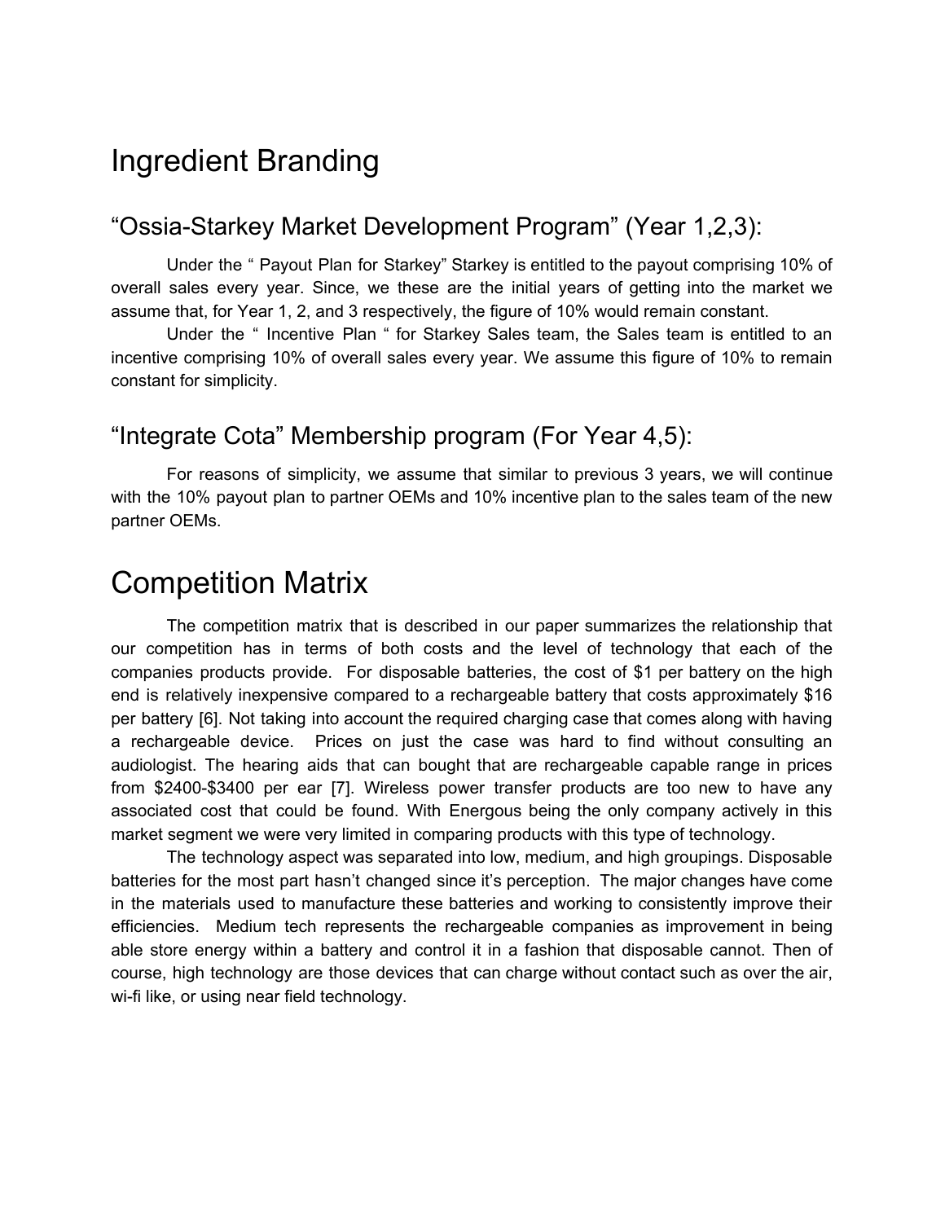# Ingredient Branding

## "Ossia-Starkey Market Development Program" (Year 1,2,3):

Under the " Payout Plan for Starkey" Starkey is entitled to the payout comprising 10% of overall sales every year. Since, we these are the initial years of getting into the market we assume that, for Year 1, 2, and 3 respectively, the figure of 10% would remain constant.

Under the " Incentive Plan " for Starkey Sales team, the Sales team is entitled to an incentive comprising 10% of overall sales every year. We assume this figure of 10% to remain constant for simplicity.

## "Integrate Cota" Membership program (For Year 4,5):

For reasons of simplicity, we assume that similar to previous 3 years, we will continue with the 10% payout plan to partner OEMs and 10% incentive plan to the sales team of the new partner OEMs.

# Competition Matrix

The competition matrix that is described in our paper summarizes the relationship that our competition has in terms of both costs and the level of technology that each of the companies products provide. For disposable batteries, the cost of $1 per battery on the high end is relatively inexpensive compared to a rechargeable battery that costs approximately $16 per battery [6]. Not taking into account the required charging case that comes along with having a rechargeable device. Prices on just the case was hard to find without consulting an audiologist. The hearing aids that can bought that are rechargeable capable range in prices from $2400-$3400 per ear [7]. Wireless power transfer products are too new to have any associated cost that could be found. With Energous being the only company actively in this market segment we were very limited in comparing products with this type of technology.

The technology aspect was separated into low, medium, and high groupings. Disposable batteries for the most part hasn't changed since it's perception. The major changes have come in the materials used to manufacture these batteries and working to consistently improve their efficiencies. Medium tech represents the rechargeable companies as improvement in being able store energy within a battery and control it in a fashion that disposable cannot. Then of course, high technology are those devices that can charge without contact such as over the air, wi-fi like, or using near field technology.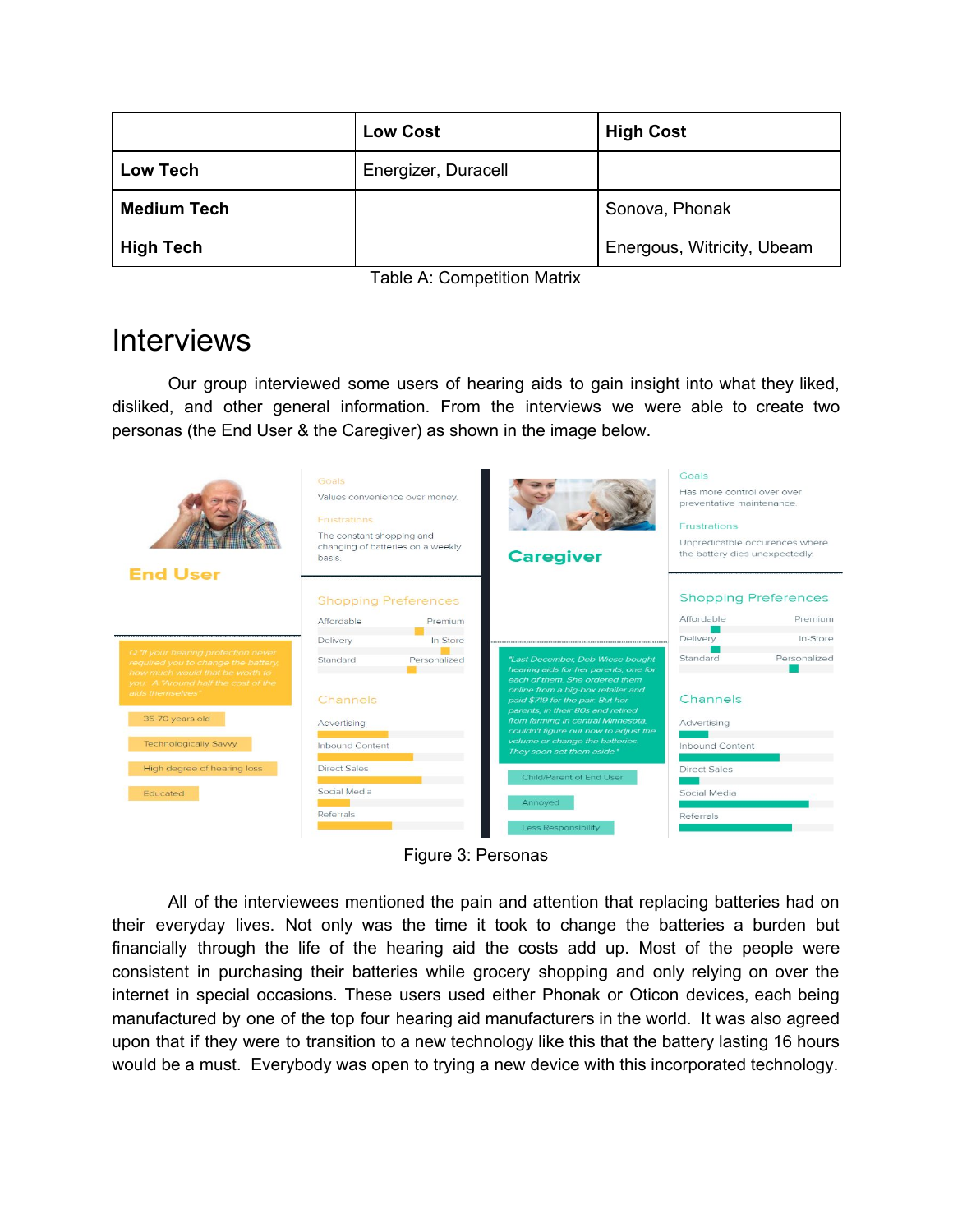|  | Low Cost | High Cost |
| --- | --- | --- |
| **Low Tech** | Energizer, Duracell |  |
| **Medium Tech** |  | Sonova, Phonak |
| **High Tech** |  | Energous, Witricity, Ubeam |

Table A: Competition Matrix

# Interviews

Our group interviewed some users of hearing aids to gain insight into what they liked, disliked, and other general information. From the interviews we were able to create two personas (the End User & the Caregiver) as shown in the image below.

Figure 3: Personas

All of the interviewees mentioned the pain and attention that replacing batteries had on their everyday lives. Not only was the time it took to change the batteries a burden but financially through the life of the hearing aid the costs add up. Most of the people were consistent in purchasing their batteries while grocery shopping and only relying on over the internet in special occasions. These users used either Phonak or Oticon devices, each being manufactured by one of the top four hearing aid manufacturers in the world. It was also agreed upon that if they were to transition to a new technology like this that the battery lasting 16 hours would be a must. Everybody was open to trying a new device with this incorporated technology.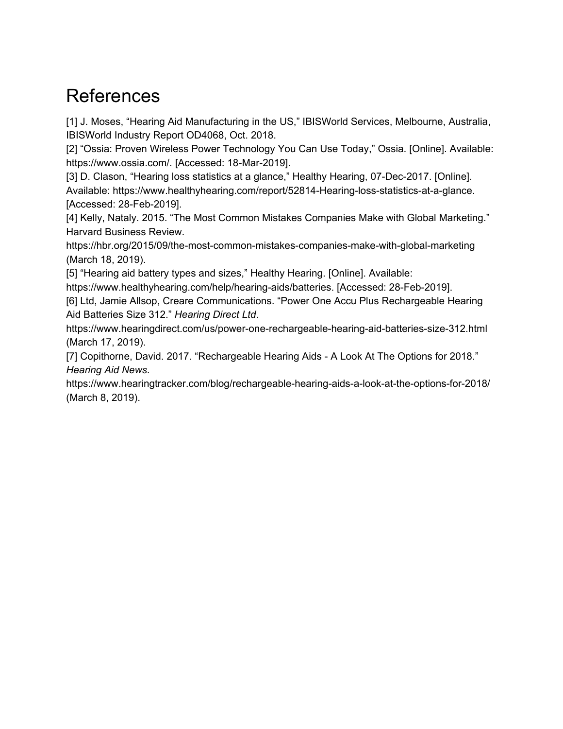# References

[1] J. Moses, “Hearing Aid Manufacturing in the US,” IBISWorld Services, Melbourne, Australia, IBISWorld Industry Report OD4068, Oct. 2018.

[2] “Ossia: Proven Wireless Power Technology You Can Use Today,” Ossia. [Online]. Available: https://www.ossia.com/. [Accessed: 18-Mar-2019].

[3] D. Clason, “Hearing loss statistics at a glance,” Healthy Hearing, 07-Dec-2017. [Online]. Available: https://www.healthyhearing.com/report/52814-Hearing-loss-statistics-at-a-glance. [Accessed: 28-Feb-2019].

[4] Kelly, Nataly. 2015. “The Most Common Mistakes Companies Make with Global Marketing.” Harvard Business Review. https://hbr.org/2015/09/the-most-common-mistakes-companies-make-with-global-marketing (March 18, 2019).

[5] “Hearing aid battery types and sizes,” Healthy Hearing. [Online]. Available: https://www.healthyhearing.com/help/hearing-aids/batteries. [Accessed: 28-Feb-2019].

[6] Ltd, Jamie Allsop, Creare Communications. “Power One Accu Plus Rechargeable Hearing Aid Batteries Size 312.” *Hearing Direct Ltd*. https://www.hearingdirect.com/us/power-one-rechargeable-hearing-aid-batteries-size-312.html (March 17, 2019).

[7] Copithorne, David. 2017. “Rechargeable Hearing Aids - A Look At The Options for 2018.” *Hearing Aid News*. https://www.hearingtracker.com/blog/rechargeable-hearing-aids-a-look-at-the-options-for-2018/ (March 8, 2019).